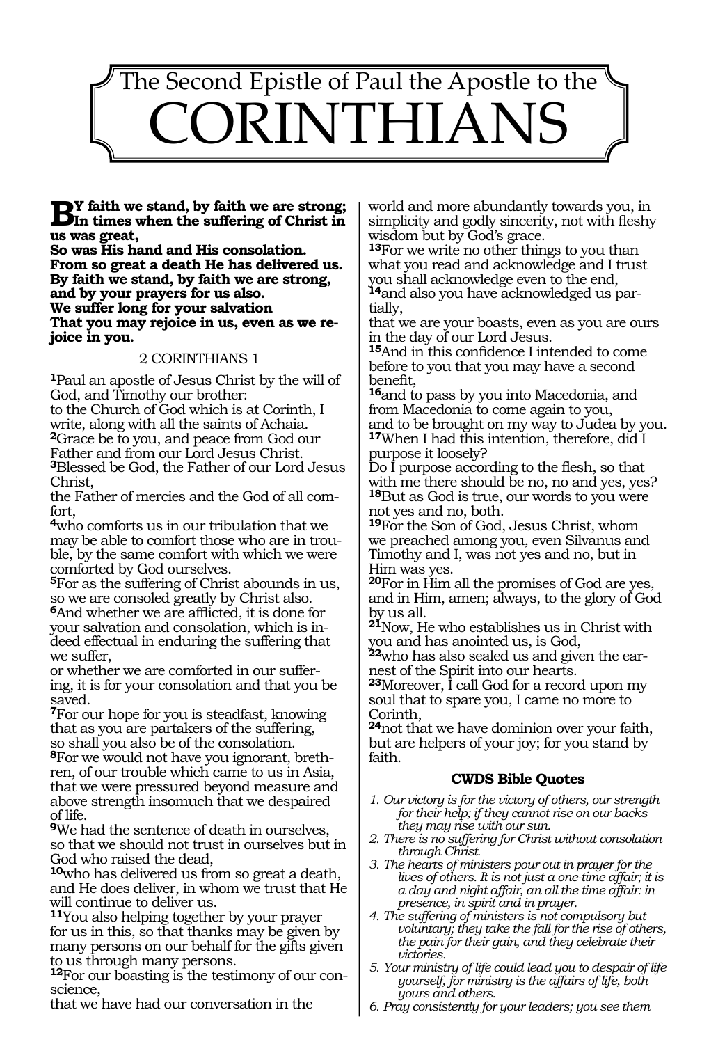# The Second Epistle of Paul the Apostle to the CORINTHIANS

**BY faith we stand, by faith we are strong;**
**In times when the suffering of Christ in us was great,**
**So was His hand and His consolation.**
**From so great a death He has delivered us.**
**By faith we stand, by faith we are strong, and by your prayers for us also.**
**We suffer long for your salvation**
**That you may rejoice in us, even as we rejoice in you.**

## 2 CORINTHIANS 1

**1**Paul an apostle of Jesus Christ by the will of God, and Timothy our brother:
to the Church of God which is at Corinth, I write, along with all the saints of Achaia.
**2**Grace be to you, and peace from God our Father and from our Lord Jesus Christ.
**3**Blessed be God, the Father of our Lord Jesus Christ,
the Father of mercies and the God of all comfort,
**4**who comforts us in our tribulation that we may be able to comfort those who are in trouble, by the same comfort with which we were comforted by God ourselves.
**5**For as the suffering of Christ abounds in us, so we are consoled greatly by Christ also.
**6**And whether we are afflicted, it is done for your salvation and consolation, which is indeed effectual in enduring the suffering that we suffer,
or whether we are comforted in our suffering, it is for your consolation and that you be saved.
**7**For our hope for you is steadfast, knowing that as you are partakers of the suffering, so shall you also be of the consolation.
**8**For we would not have you ignorant, brethren, of our trouble which came to us in Asia, that we were pressured beyond measure and above strength insomuch that we despaired of life.
**9**We had the sentence of death in ourselves, so that we should not trust in ourselves but in God who raised the dead,
**10**who has delivered us from so great a death, and He does deliver, in whom we trust that He will continue to deliver us.
**11**You also helping together by your prayer for us in this, so that thanks may be given by many persons on our behalf for the gifts given to us through many persons.
**12**For our boasting is the testimony of our conscience,
that we have had our conversation in the world and more abundantly towards you, in simplicity and godly sincerity, not with fleshy wisdom but by God's grace.
**13**For we write no other things to you than what you read and acknowledge and I trust you shall acknowledge even to the end,
**14**and also you have acknowledged us partially,
that we are your boasts, even as you are ours in the day of our Lord Jesus.
**15**And in this confidence I intended to come before to you that you may have a second benefit,
**16**and to pass by you into Macedonia, and from Macedonia to come again to you,
and to be brought on my way to Judea by you.
**17**When I had this intention, therefore, did I purpose it loosely?
Do I purpose according to the flesh, so that with me there should be no, no and yes, yes?
**18**But as God is true, our words to you were not yes and no, both.
**19**For the Son of God, Jesus Christ, whom we preached among you, even Silvanus and Timothy and I, was not yes and no, but in Him was yes.
**20**For in Him all the promises of God are yes, and in Him, amen; always, to the glory of God by us all.
**21**Now, He who establishes us in Christ with you and has anointed us, is God,
**22**who has also sealed us and given the earnest of the Spirit into our hearts.
**23**Moreover, I call God for a record upon my soul that to spare you, I came no more to Corinth,
**24**not that we have dominion over your faith, but are helpers of your joy; for you stand by faith.

### CWDS Bible Quotes

1. *Our victory is for the victory of others, our strength for their help; if they cannot rise on our backs they may rise with our sun.*
2. *There is no suffering for Christ without consolation through Christ.*
3. *The hearts of ministers pour out in prayer for the lives of others. It is not just a one-time affair; it is a day and night affair, an all the time affair: in presence, in spirit and in prayer.*
4. *The suffering of ministers is not compulsory but voluntary; they take the fall for the rise of others, the pain for their gain, and they celebrate their victories.*
5. *Your ministry of life could lead you to despair of life yourself, for ministry is the affairs of life, both yours and others.*
6. *Pray consistently for your leaders; you see them*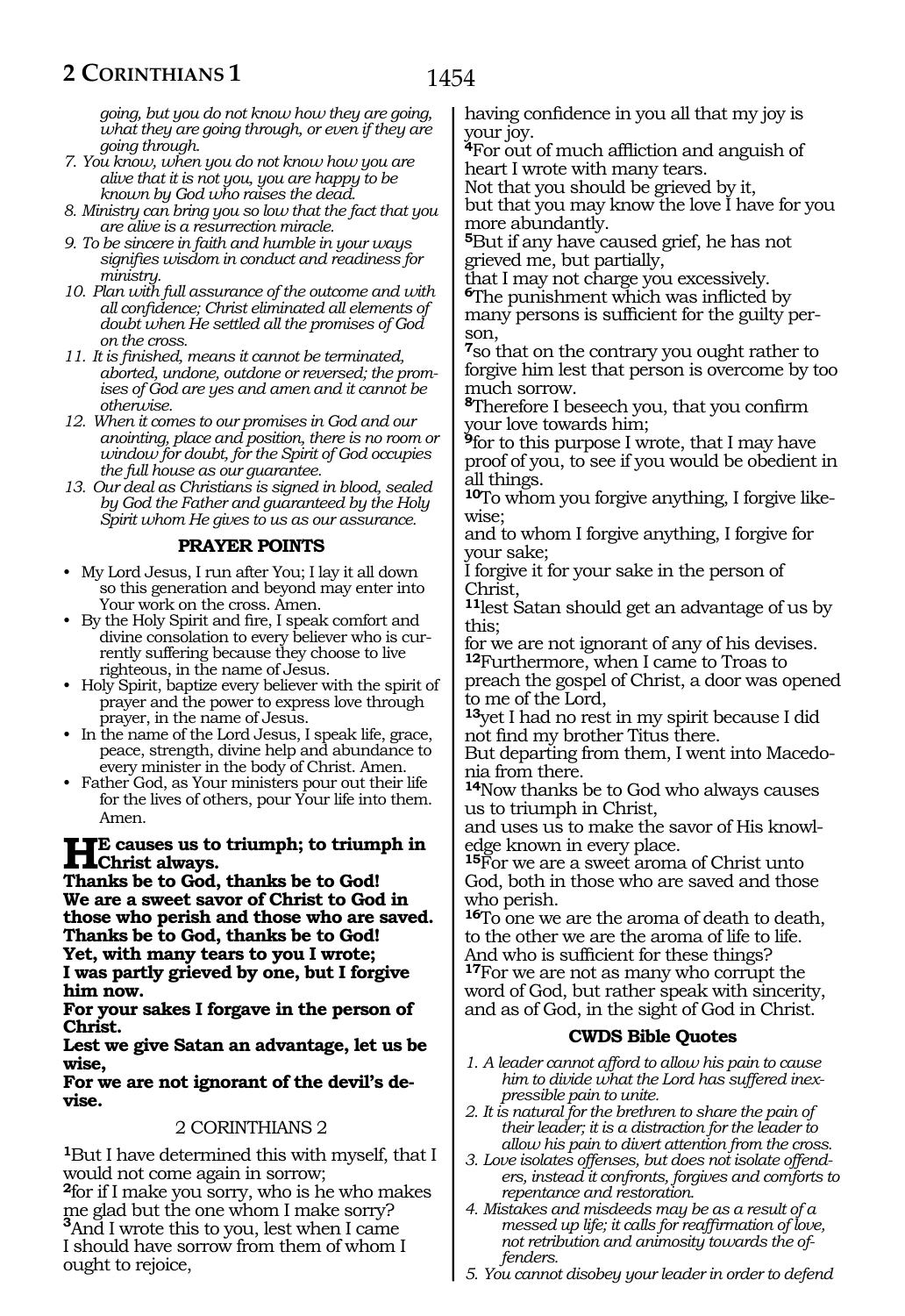*going, but you do not know how they are going, what they are going through, or even if they are going through.*

7. *You know, when you do not know how you are alive that it is not you, you are happy to be known by God who raises the dead.*
8. *Ministry can bring you so low that the fact that you are alive is a resurrection miracle.*
9. *To be sincere in faith and humble in your ways signifies wisdom in conduct and readiness for ministry.*
10. *Plan with full assurance of the outcome and with all confidence; Christ eliminated all elements of doubt when He settled all the promises of God on the cross.*
11. *It is finished, means it cannot be terminated, aborted, undone, outdone or reversed; the promises of God are yes and amen and it cannot be otherwise.*
12. *When it comes to our promises in God and our anointing, place and position, there is no room or window for doubt, for the Spirit of God occupies the full house as our guarantee.*
13. *Our deal as Christians is signed in blood, sealed by God the Father and guaranteed by the Holy Spirit whom He gives to us as our assurance.*

### PRAYER POINTS

- My Lord Jesus, I run after You; I lay it all down so this generation and beyond may enter into Your work on the cross. Amen.
- By the Holy Spirit and fire, I speak comfort and divine consolation to every believer who is currently suffering because they choose to live righteous, in the name of Jesus.
- Holy Spirit, baptize every believer with the spirit of prayer and the power to express love through prayer, in the name of Jesus.
- In the name of the Lord Jesus, I speak life, grace, peace, strength, divine help and abundance to every minister in the body of Christ. Amen.
- Father God, as Your ministers pour out their life for the lives of others, pour Your life into them. Amen.

**HE causes us to triumph; to triumph in Christ always.**
**Thanks be to God, thanks be to God!**
**We are a sweet savor of Christ to God in those who perish and those who are saved.**
**Thanks be to God, thanks be to God!**
**Yet, with many tears to you I wrote;**
**I was partly grieved by one, but I forgive him now.**
**For your sakes I forgave in the person of Christ.**
**Lest we give Satan an advantage, let us be wise,**
**For we are not ignorant of the devil's devise.**

## 2 CORINTHIANS 2

**1**But I have determined this with myself, that I would not come again in sorrow;
**2**for if I make you sorry, who is he who makes me glad but the one whom I make sorry?
**3**And I wrote this to you, lest when I came I should have sorrow from them of whom I ought to rejoice,
having confidence in you all that my joy is your joy.
**4**For out of much affliction and anguish of heart I wrote with many tears.
Not that you should be grieved by it,
but that you may know the love I have for you more abundantly.
**5**But if any have caused grief, he has not grieved me, but partially,
that I may not charge you excessively.
**6**The punishment which was inflicted by many persons is sufficient for the guilty person,
**7**so that on the contrary you ought rather to forgive him lest that person is overcome by too much sorrow.
**8**Therefore I beseech you, that you confirm your love towards him;
**9**for to this purpose I wrote, that I may have proof of you, to see if you would be obedient in all things.
**10**To whom you forgive anything, I forgive likewise;
and to whom I forgive anything, I forgive for your sake;
I forgive it for your sake in the person of Christ,
**11**lest Satan should get an advantage of us by this;
for we are not ignorant of any of his devises.
**12**Furthermore, when I came to Troas to preach the gospel of Christ, a door was opened to me of the Lord,
**13**yet I had no rest in my spirit because I did not find my brother Titus there.
But departing from them, I went into Macedonia from there.
**14**Now thanks be to God who always causes us to triumph in Christ,
and uses us to make the savor of His knowledge known in every place.
**15**For we are a sweet aroma of Christ unto God, both in those who are saved and those who perish.
**16**To one we are the aroma of death to death, to the other we are the aroma of life to life.
And who is sufficient for these things?
**17**For we are not as many who corrupt the word of God, but rather speak with sincerity, and as of God, in the sight of God in Christ.

### CWDS Bible Quotes

1. *A leader cannot afford to allow his pain to cause him to divide what the Lord has suffered inexpressible pain to unite.*
2. *It is natural for the brethren to share the pain of their leader; it is a distraction for the leader to allow his pain to divert attention from the cross.*
3. *Love isolates offenses, but does not isolate offenders, instead it confronts, forgives and comforts to repentance and restoration.*
4. *Mistakes and misdeeds may be as a result of a messed up life; it calls for reaffirmation of love, not retribution and animosity towards the offenders.*
5. *You cannot disobey your leader in order to defend*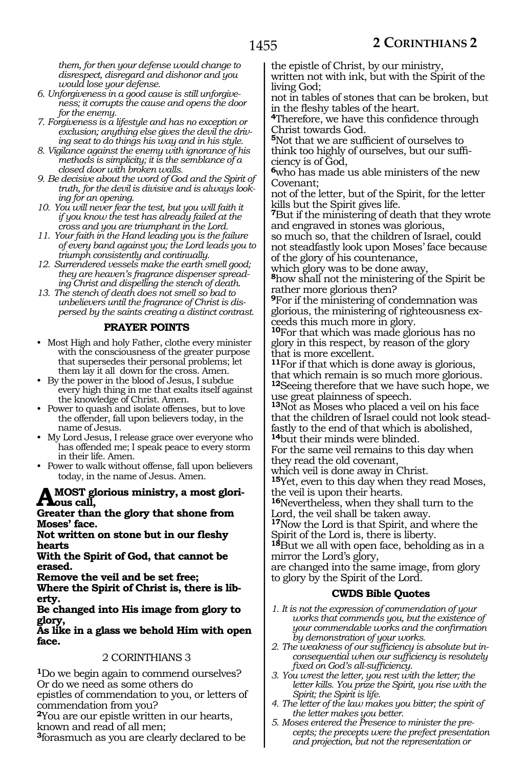*them, for then your defense would change to disrespect, disregard and dishonor and you would lose your defense.*

6. *Unforgiveness in a good cause is still unforgiveness; it corrupts the cause and opens the door for the enemy.*
7. *Forgiveness is a lifestyle and has no exception or exclusion; anything else gives the devil the driving seat to do things his way and in his style.*
8. *Vigilance against the enemy with ignorance of his methods is simplicity; it is the semblance of a closed door with broken walls.*
9. *Be decisive about the word of God and the Spirit of truth, for the devil is divisive and is always looking for an opening.*
10. *You will never fear the test, but you will faith it if you know the test has already failed at the cross and you are triumphant in the Lord.*
11. *Your faith in the Hand leading you is the failure of every band against you; the Lord leads you to triumph consistently and continually.*
12. *Surrendered vessels make the earth smell good; they are heaven's fragrance dispenser spreading Christ and dispelling the stench of death.*
13. *The stench of death does not smell so bad to unbelievers until the fragrance of Christ is dispersed by the saints creating a distinct contrast.*

### PRAYER POINTS

- Most High and holy Father, clothe every minister with the consciousness of the greater purpose that supersedes their personal problems; let them lay it all down for the cross. Amen.
- By the power in the blood of Jesus, I subdue every high thing in me that exalts itself against the knowledge of Christ. Amen.
- Power to quash and isolate offenses, but to love the offender, fall upon believers today, in the name of Jesus.
- My Lord Jesus, I release grace over everyone who has offended me; I speak peace to every storm in their life. Amen.
- Power to walk without offense, fall upon believers today, in the name of Jesus. Amen.

**A MOST glorious ministry, a most glorious call,**
**Greater than the glory that shone from Moses' face.**
**Not written on stone but in our fleshy hearts**
**With the Spirit of God, that cannot be erased.**
**Remove the veil and be set free;**
**Where the Spirit of Christ is, there is liberty.**
**Be changed into His image from glory to glory,**
**As like in a glass we behold Him with open face.**

## 2 CORINTHIANS 3

**1**Do we begin again to commend ourselves? Or do we need as some others do epistles of commendation to you, or letters of commendation from you?
**2**You are our epistle written in our hearts, known and read of all men;
**3**forasmuch as you are clearly declared to be the epistle of Christ, by our ministry, written not with ink, but with the Spirit of the living God;
not in tables of stones that can be broken, but in the fleshy tables of the heart.
**4**Therefore, we have this confidence through Christ towards God.
**5**Not that we are sufficient of ourselves to think too highly of ourselves, but our sufficiency is of God,
**6**who has made us able ministers of the new Covenant;
not of the letter, but of the Spirit, for the letter kills but the Spirit gives life.
**7**But if the ministering of death that they wrote and engraved in stones was glorious,
so much so, that the children of Israel, could not steadfastly look upon Moses' face because of the glory of his countenance,
which glory was to be done away,
**8**how shall not the ministering of the Spirit be rather more glorious then?
**9**For if the ministering of condemnation was glorious, the ministering of righteousness exceeds this much more in glory.
**10**For that which was made glorious has no glory in this respect, by reason of the glory that is more excellent.
**11**For if that which is done away is glorious, that which remain is so much more glorious.
**12**Seeing therefore that we have such hope, we use great plainness of speech.
**13**Not as Moses who placed a veil on his face that the children of Israel could not look steadfastly to the end of that which is abolished,
**14**but their minds were blinded.
For the same veil remains to this day when they read the old covenant,
which veil is done away in Christ.
**15**Yet, even to this day when they read Moses, the veil is upon their hearts.
**16**Nevertheless, when they shall turn to the Lord, the veil shall be taken away.
**17**Now the Lord is that Spirit, and where the Spirit of the Lord is, there is liberty.
**18**But we all with open face, beholding as in a mirror the Lord's glory,
are changed into the same image, from glory to glory by the Spirit of the Lord.

### CWDS Bible Quotes

1. *It is not the expression of commendation of your works that commends you, but the existence of your commendable works and the confirmation by demonstration of your works.*
2. *The weakness of our sufficiency is absolute but inconsequential when our sufficiency is resolutely fixed on God's all-sufficiency.*
3. *You wrest the letter, you rest with the letter; the letter kills. You prize the Spirit, you rise with the Spirit; the Spirit is life.*
4. *The letter of the law makes you bitter; the spirit of the letter makes you better.*
5. *Moses entered the Presence to minister the precepts; the precepts were the prefect presentation and projection, but not the representation or*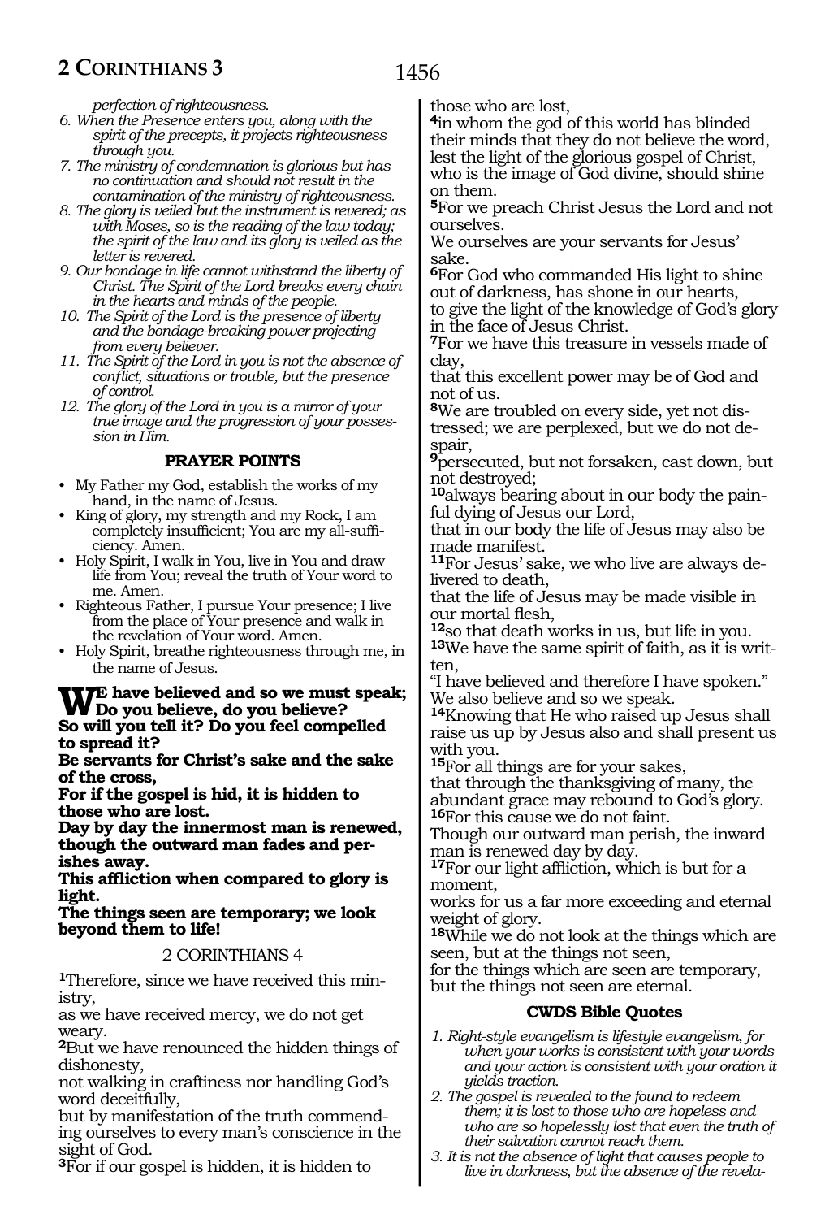*perfection of righteousness.*

6. *When the Presence enters you, along with the spirit of the precepts, it projects righteousness through you.*
7. *The ministry of condemnation is glorious but has no continuation and should not result in the contamination of the ministry of righteousness.*
8. *The glory is veiled but the instrument is revered; as with Moses, so is the reading of the law today; the spirit of the law and its glory is veiled as the letter is revered.*
9. *Our bondage in life cannot withstand the liberty of Christ. The Spirit of the Lord breaks every chain in the hearts and minds of the people.*
10. *The Spirit of the Lord is the presence of liberty and the bondage-breaking power projecting from every believer.*
11. *The Spirit of the Lord in you is not the absence of conflict, situations or trouble, but the presence of control.*
12. *The glory of the Lord in you is a mirror of your true image and the progression of your possession in Him.*

### PRAYER POINTS

- My Father my God, establish the works of my hand, in the name of Jesus.
- King of glory, my strength and my Rock, I am completely insufficient; You are my all-sufficiency. Amen.
- Holy Spirit, I walk in You, live in You and draw life from You; reveal the truth of Your word to me. Amen.
- Righteous Father, I pursue Your presence; I live from the place of Your presence and walk in the revelation of Your word. Amen.
- Holy Spirit, breathe righteousness through me, in the name of Jesus.

**WE have believed and so we must speak; Do you believe, do you believe?
So will you tell it? Do you feel compelled to spread it?
Be servants for Christ's sake and the sake of the cross,
For if the gospel is hid, it is hidden to those who are lost.
Day by day the innermost man is renewed, though the outward man fades and perishes away.
This affliction when compared to glory is light.
The things seen are temporary; we look beyond them to life!**

2 CORINTHIANS 4

**1**Therefore, since we have received this ministry,
as we have received mercy, we do not get weary.
**2**But we have renounced the hidden things of dishonesty,
not walking in craftiness nor handling God's word deceitfully,
but by manifestation of the truth commending ourselves to every man's conscience in the sight of God.
**3**For if our gospel is hidden, it is hidden to those who are lost,
**4**in whom the god of this world has blinded their minds that they do not believe the word, lest the light of the glorious gospel of Christ, who is the image of God divine, should shine on them.
**5**For we preach Christ Jesus the Lord and not ourselves.
We ourselves are your servants for Jesus' sake.
**6**For God who commanded His light to shine out of darkness, has shone in our hearts,
to give the light of the knowledge of God's glory in the face of Jesus Christ.
**7**For we have this treasure in vessels made of clay,
that this excellent power may be of God and not of us.
**8**We are troubled on every side, yet not distressed; we are perplexed, but we do not despair,
**9**persecuted, but not forsaken, cast down, but not destroyed;
**10**always bearing about in our body the painful dying of Jesus our Lord,
that in our body the life of Jesus may also be made manifest.
**11**For Jesus' sake, we who live are always delivered to death,
that the life of Jesus may be made visible in our mortal flesh,
**12**so that death works in us, but life in you.
**13**We have the same spirit of faith, as it is written,
"I have believed and therefore I have spoken."
We also believe and so we speak.
**14**Knowing that He who raised up Jesus shall raise us up by Jesus also and shall present us with you.
**15**For all things are for your sakes,
that through the thanksgiving of many, the abundant grace may rebound to God's glory.
**16**For this cause we do not faint.
Though our outward man perish, the inward man is renewed day by day.
**17**For our light affliction, which is but for a moment,
works for us a far more exceeding and eternal weight of glory.
**18**While we do not look at the things which are seen, but at the things not seen,
for the things which are seen are temporary, but the things not seen are eternal.

### CWDS Bible Quotes

1. *Right-style evangelism is lifestyle evangelism, for when your works is consistent with your words and your action is consistent with your oration it yields traction.*
2. *The gospel is revealed to the found to redeem them; it is lost to those who are hopeless and who are so hopelessly lost that even the truth of their salvation cannot reach them.*
3. *It is not the absence of light that causes people to live in darkness, but the absence of the revela-*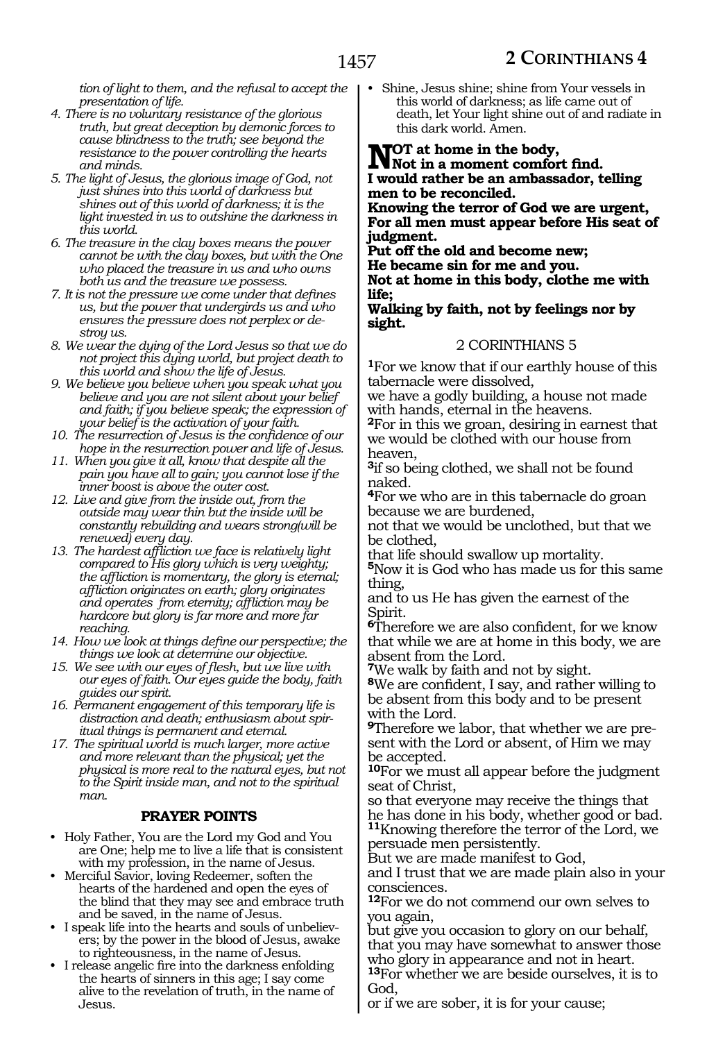*tion of light to them, and the refusal to accept the presentation of life.*

4. *There is no voluntary resistance of the glorious truth, but great deception by demonic forces to cause blindness to the truth; see beyond the resistance to the power controlling the hearts and minds.*
5. *The light of Jesus, the glorious image of God, not just shines into this world of darkness but shines out of this world of darkness; it is the light invested in us to outshine the darkness in this world.*
6. *The treasure in the clay boxes means the power cannot be with the clay boxes, but with the One who placed the treasure in us and who owns both us and the treasure we possess.*
7. *It is not the pressure we come under that defines us, but the power that undergirds us and who ensures the pressure does not perplex or destroy us.*
8. *We wear the dying of the Lord Jesus so that we do not project this dying world, but project death to this world and show the life of Jesus.*
9. *We believe you believe when you speak what you believe and you are not silent about your belief and faith; if you believe speak; the expression of your belief is the activation of your faith.*
10. *The resurrection of Jesus is the confidence of our hope in the resurrection power and life of Jesus.*
11. *When you give it all, know that despite all the pain you have all to gain; you cannot lose if the inner boost is above the outer cost.*
12. *Live and give from the inside out, from the outside may wear thin but the inside will be constantly rebuilding and wears strong(will be renewed) every day.*
13. *The hardest affliction we face is relatively light compared to His glory which is very weighty; the affliction is momentary, the glory is eternal; affliction originates on earth; glory originates and operates from eternity; affliction may be hardcore but glory is far more and more far reaching.*
14. *How we look at things define our perspective; the things we look at determine our objective.*
15. *We see with our eyes of flesh, but we live with our eyes of faith. Our eyes guide the body, faith guides our spirit.*
16. *Permanent engagement of this temporary life is distraction and death; enthusiasm about spiritual things is permanent and eternal.*
17. *The spiritual world is much larger, more active and more relevant than the physical; yet the physical is more real to the natural eyes, but not to the Spirit inside man, and not to the spiritual man.*

### PRAYER POINTS

- Holy Father, You are the Lord my God and You are One; help me to live a life that is consistent with my profession, in the name of Jesus.
- Merciful Savior, loving Redeemer, soften the hearts of the hardened and open the eyes of the blind that they may see and embrace truth and be saved, in the name of Jesus.
- I speak life into the hearts and souls of unbelievers; by the power in the blood of Jesus, awake to righteousness, in the name of Jesus.
- I release angelic fire into the darkness enfolding the hearts of sinners in this age; I say come alive to the revelation of truth, in the name of Jesus.
- Shine, Jesus shine; shine from Your vessels in this world of darkness; as life came out of death, let Your light shine out of and radiate in this dark world. Amen.

**NOT at home in the body,**
**Not in a moment comfort find.**
**I would rather be an ambassador, telling men to be reconciled.**
**Knowing the terror of God we are urgent,**
**For all men must appear before His seat of judgment.**
**Put off the old and become new;**
**He became sin for me and you.**
**Not at home in this body, clothe me with life;**
**Walking by faith, not by feelings nor by sight.**

## 2 CORINTHIANS 5

**1**For we know that if our earthly house of this tabernacle were dissolved,
we have a godly building, a house not made with hands, eternal in the heavens.
**2**For in this we groan, desiring in earnest that we would be clothed with our house from heaven,
**3**if so being clothed, we shall not be found naked.
**4**For we who are in this tabernacle do groan because we are burdened,
not that we would be unclothed, but that we be clothed,
that life should swallow up mortality.
**5**Now it is God who has made us for this same thing,
and to us He has given the earnest of the Spirit.
**6**Therefore we are also confident, for we know that while we are at home in this body, we are absent from the Lord.
**7**We walk by faith and not by sight.
**8**We are confident, I say, and rather willing to be absent from this body and to be present with the Lord.
**9**Therefore we labor, that whether we are present with the Lord or absent, of Him we may be accepted.
**10**For we must all appear before the judgment seat of Christ,
so that everyone may receive the things that he has done in his body, whether good or bad.
**11**Knowing therefore the terror of the Lord, we persuade men persistently.
But we are made manifest to God,
and I trust that we are made plain also in your consciences.
**12**For we do not commend our own selves to you again,
but give you occasion to glory on our behalf, that you may have somewhat to answer those who glory in appearance and not in heart.
**13**For whether we are beside ourselves, it is to God,
or if we are sober, it is for your cause;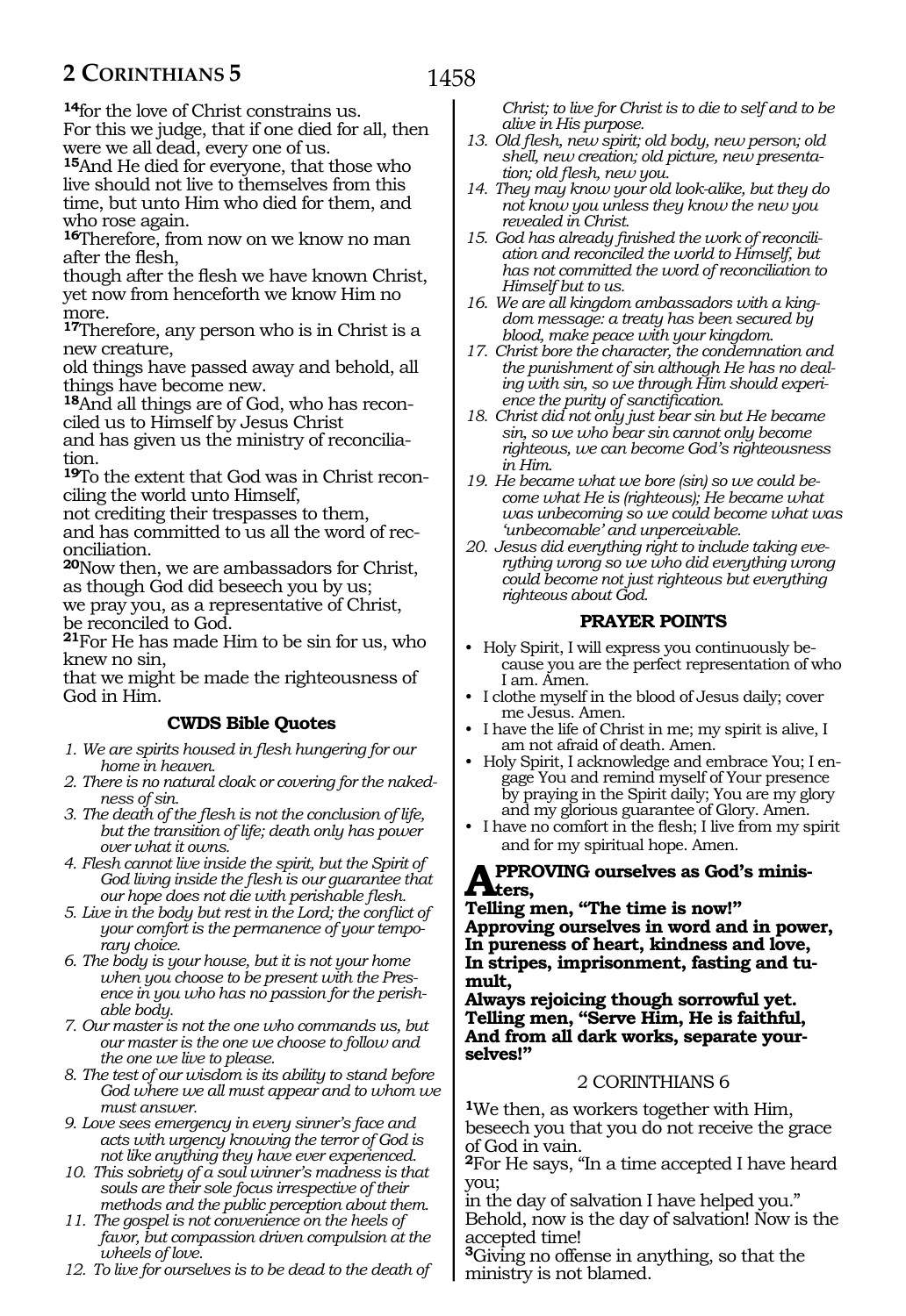**14**for the love of Christ constrains us.
For this we judge, that if one died for all, then were we all dead, every one of us.
**15**And He died for everyone, that those who live should not live to themselves from this time, but unto Him who died for them, and who rose again.
**16**Therefore, from now on we know no man after the flesh,
though after the flesh we have known Christ, yet now from henceforth we know Him no more.
**17**Therefore, any person who is in Christ is a new creature,
old things have passed away and behold, all things have become new.
**18**And all things are of God, who has reconciled us to Himself by Jesus Christ
and has given us the ministry of reconciliation.
**19**To the extent that God was in Christ reconciling the world unto Himself,
not crediting their trespasses to them,
and has committed to us all the word of reconciliation.
**20**Now then, we are ambassadors for Christ,
as though God did beseech you by us;
we pray you, as a representative of Christ,
be reconciled to God.
**21**For He has made Him to be sin for us, who knew no sin,
that we might be made the righteousness of God in Him.

### CWDS Bible Quotes

1. *We are spirits housed in flesh hungering for our home in heaven.*
2. *There is no natural cloak or covering for the nakedness of sin.*
3. *The death of the flesh is not the conclusion of life, but the transition of life; death only has power over what it owns.*
4. *Flesh cannot live inside the spirit, but the Spirit of God living inside the flesh is our guarantee that our hope does not die with perishable flesh.*
5. *Live in the body but rest in the Lord; the conflict of your comfort is the permanence of your temporary choice.*
6. *The body is your house, but it is not your home when you choose to be present with the Presence in you who has no passion for the perishable body.*
7. *Our master is not the one who commands us, but our master is the one we choose to follow and the one we live to please.*
8. *The test of our wisdom is its ability to stand before God where we all must appear and to whom we must answer.*
9. *Love sees emergency in every sinner's face and acts with urgency knowing the terror of God is not like anything they have ever experienced.*
10. *This sobriety of a soul winner's madness is that souls are their sole focus irrespective of their methods and the public perception about them.*
11. *The gospel is not convenience on the heels of favor, but compassion driven compulsion at the wheels of love.*
12. *To live for ourselves is to be dead to the death of Christ; to live for Christ is to die to self and to be alive in His purpose.*
13. *Old flesh, new spirit; old body, new person; old shell, new creation; old picture, new presentation; old flesh, new you.*
14. *They may know your old look-alike, but they do not know you unless they know the new you revealed in Christ.*
15. *God has already finished the work of reconciliation and reconciled the world to Himself, but has not committed the word of reconciliation to Himself but to us.*
16. *We are all kingdom ambassadors with a kingdom message: a treaty has been secured by blood, make peace with your kingdom.*
17. *Christ bore the character, the condemnation and the punishment of sin although He has no dealing with sin, so we through Him should experience the purity of sanctification.*
18. *Christ did not only just bear sin but He became sin, so we who bear sin cannot only become righteous, we can become God's righteousness in Him.*
19. *He became what we bore (sin) so we could become what He is (righteous); He became what was unbecoming so we could become what was 'unbecomable' and unperceivable.*
20. *Jesus did everything right to include taking everything wrong so we who did everything wrong could become not just righteous but everything righteous about God.*

### PRAYER POINTS

- Holy Spirit, I will express you continuously because you are the perfect representation of who I am. Amen.
- I clothe myself in the blood of Jesus daily; cover me Jesus. Amen.
- I have the life of Christ in me; my spirit is alive, I am not afraid of death. Amen.
- Holy Spirit, I acknowledge and embrace You; I engage You and remind myself of Your presence by praying in the Spirit daily; You are my glory and my glorious guarantee of Glory. Amen.
- I have no comfort in the flesh; I live from my spirit and for my spiritual hope. Amen.

**APPROVING ourselves as God's ministers,
Telling men, "The time is now!"
Approving ourselves in word and in power,
In pureness of heart, kindness and love,
In stripes, imprisonment, fasting and tumult,
Always rejoicing though sorrowful yet.
Telling men, "Serve Him, He is faithful,
And from all dark works, separate yourselves!"**

## 2 CORINTHIANS 6

**1**We then, as workers together with Him, beseech you that you do not receive the grace of God in vain.
**2**For He says, "In a time accepted I have heard you;
in the day of salvation I have helped you."
Behold, now is the day of salvation! Now is the accepted time!
**3**Giving no offense in anything, so that the ministry is not blamed.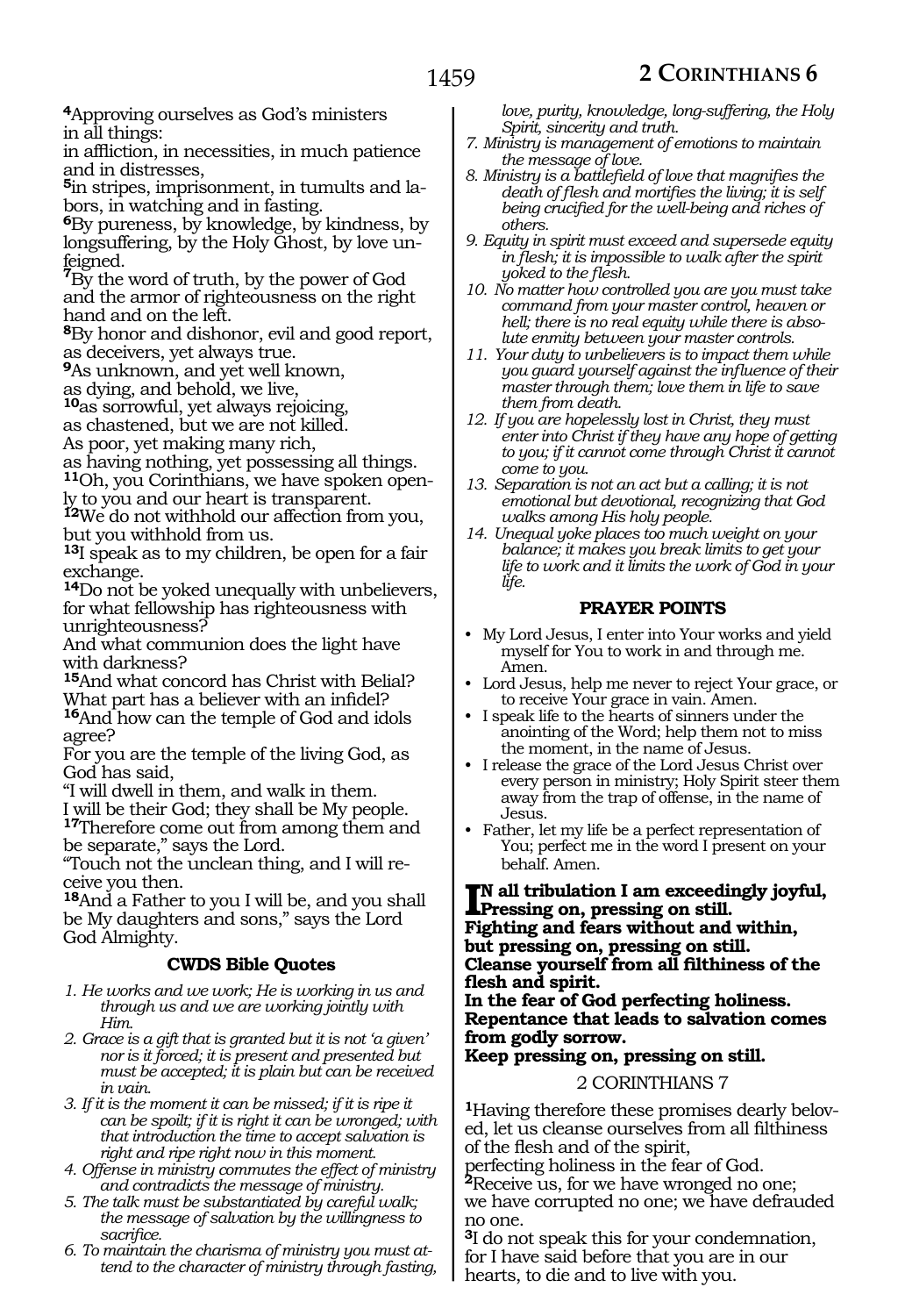[4]Approving ourselves as God's ministers in all things:
in affliction, in necessities, in much patience and in distresses,
[5]in stripes, imprisonment, in tumults and labors, in watching and in fasting.
[6]By pureness, by knowledge, by kindness, by longsuffering, by the Holy Ghost, by love unfeigned.
[7]By the word of truth, by the power of God and the armor of righteousness on the right hand and on the left.
[8]By honor and dishonor, evil and good report, as deceivers, yet always true.
[9]As unknown, and yet well known,
as dying, and behold, we live,
[10]as sorrowful, yet always rejoicing,
as chastened, but we are not killed.
As poor, yet making many rich,
as having nothing, yet possessing all things.
[11]Oh, you Corinthians, we have spoken openly to you and our heart is transparent.
[12]We do not withhold our affection from you, but you withhold from us.
[13]I speak as to my children, be open for a fair exchange.
[14]Do not be yoked unequally with unbelievers, for what fellowship has righteousness with unrighteousness?
And what communion does the light have with darkness?
[15]And what concord has Christ with Belial?
What part has a believer with an infidel?
[16]And how can the temple of God and idols agree?
For you are the temple of the living God, as God has said,
"I will dwell in them, and walk in them.
I will be their God; they shall be My people.
[17]Therefore come out from among them and be separate," says the Lord.
"Touch not the unclean thing, and I will receive you then.
[18]And a Father to you I will be, and you shall be My daughters and sons," says the Lord God Almighty.

### CWDS Bible Quotes

1. *He works and we work; He is working in us and through us and we are working jointly with Him.*
2. *Grace is a gift that is granted but it is not 'a given' nor is it forced; it is present and presented but must be accepted; it is plain but can be received in vain.*
3. *If it is the moment it can be missed; if it is ripe it can be spoilt; if it is right it can be wronged; with that introduction the time to accept salvation is right and ripe right now in this moment.*
4. *Offense in ministry commutes the effect of ministry and contradicts the message of ministry.*
5. *The talk must be substantiated by careful walk; the message of salvation by the willingness to sacrifice.*
6. *To maintain the charisma of ministry you must attend to the character of ministry through fasting, love, purity, knowledge, long-suffering, the Holy Spirit, sincerity and truth.*
7. *Ministry is management of emotions to maintain the message of love.*
8. *Ministry is a battlefield of love that magnifies the death of flesh and mortifies the living; it is self being crucified for the well-being and riches of others.*
9. *Equity in spirit must exceed and supersede equity in flesh; it is impossible to walk after the spirit yoked to the flesh.*
10. *No matter how controlled you are you must take command from your master control, heaven or hell; there is no real equity while there is absolute enmity between your master controls.*
11. *Your duty to unbelievers is to impact them while you guard yourself against the influence of their master through them; love them in life to save them from death.*
12. *If you are hopelessly lost in Christ, they must enter into Christ if they have any hope of getting to you; if it cannot come through Christ it cannot come to you.*
13. *Separation is not an act but a calling; it is not emotional but devotional, recognizing that God walks among His holy people.*
14. *Unequal yoke places too much weight on your balance; it makes you break limits to get your life to work and it limits the work of God in your life.*

### PRAYER POINTS

- My Lord Jesus, I enter into Your works and yield myself for You to work in and through me. Amen.
- Lord Jesus, help me never to reject Your grace, or to receive Your grace in vain. Amen.
- I speak life to the hearts of sinners under the anointing of the Word; help them not to miss the moment, in the name of Jesus.
- I release the grace of the Lord Jesus Christ over every person in ministry; Holy Spirit steer them away from the trap of offense, in the name of Jesus.
- Father, let my life be a perfect representation of You; perfect me in the word I present on your behalf. Amen.

**In all tribulation I am exceedingly joyful,**
**Pressing on, pressing on still.**
**Fighting and fears without and within,**
**but pressing on, pressing on still.**
**Cleanse yourself from all filthiness of the flesh and spirit.**
**In the fear of God perfecting holiness.**
**Repentance that leads to salvation comes from godly sorrow.**
**Keep pressing on, pressing on still.**

## 2 CORINTHIANS 7

[1]Having therefore these promises dearly beloved, let us cleanse ourselves from all filthiness of the flesh and of the spirit,
perfecting holiness in the fear of God.
[2]Receive us, for we have wronged no one; we have corrupted no one; we have defrauded no one.
[3]I do not speak this for your condemnation, for I have said before that you are in our hearts, to die and to live with you.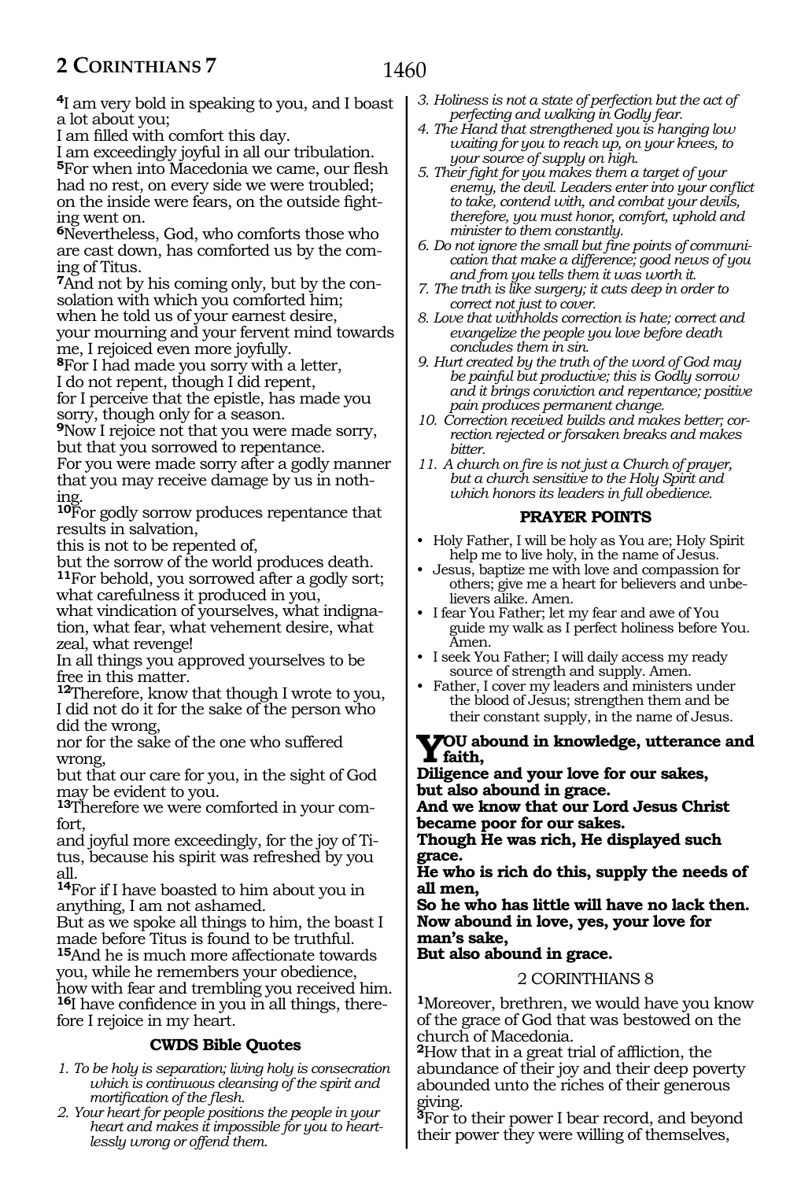[4]I am very bold in speaking to you, and I boast a lot about you;
I am filled with comfort this day.
I am exceedingly joyful in all our tribulation.
[5]For when into Macedonia we came, our flesh had no rest, on every side we were troubled; on the inside were fears, on the outside fighting went on.
[6]Nevertheless, God, who comforts those who are cast down, has comforted us by the coming of Titus.
[7]And not by his coming only, but by the consolation with which you comforted him; when he told us of your earnest desire, your mourning and your fervent mind towards me, I rejoiced even more joyfully.
[8]For I had made you sorry with a letter, I do not repent, though I did repent, for I perceive that the epistle, has made you sorry, though only for a season.
[9]Now I rejoice not that you were made sorry, but that you sorrowed to repentance.
For you were made sorry after a godly manner that you may receive damage by us in nothing.
[10]For godly sorrow produces repentance that results in salvation,
this is not to be repented of,
but the sorrow of the world produces death.
[11]For behold, you sorrowed after a godly sort; what carefulness it produced in you,
what vindication of yourselves, what indignation, what fear, what vehement desire, what zeal, what revenge!
In all things you approved yourselves to be free in this matter.
[12]Therefore, know that though I wrote to you, I did not do it for the sake of the person who did the wrong,
nor for the sake of the one who suffered wrong,
but that our care for you, in the sight of God may be evident to you.
[13]Therefore we were comforted in your comfort,
and joyful more exceedingly, for the joy of Titus, because his spirit was refreshed by you all.
[14]For if I have boasted to him about you in anything, I am not ashamed.
But as we spoke all things to him, the boast I made before Titus is found to be truthful.
[15]And he is much more affectionate towards you, while he remembers your obedience, how with fear and trembling you received him.
[16]I have confidence in you in all things, therefore I rejoice in my heart.

### CWDS Bible Quotes

1. *To be holy is separation; living holy is consecration which is continuous cleansing of the spirit and mortification of the flesh.*
2. *Your heart for people positions the people in your heart and makes it impossible for you to heartlessly wrong or offend them.*
3. *Holiness is not a state of perfection but the act of perfecting and walking in Godly fear.*
4. *The Hand that strengthened you is hanging low waiting for you to reach up, on your knees, to your source of supply on high.*
5. *Their fight for you makes them a target of your enemy, the devil. Leaders enter into your conflict to take, contend with, and combat your devils, therefore, you must honor, comfort, uphold and minister to them constantly.*
6. *Do not ignore the small but fine points of communication that make a difference; good news of you and from you tells them it was worth it.*
7. *The truth is like surgery; it cuts deep in order to correct not just to cover.*
8. *Love that withholds correction is hate; correct and evangelize the people you love before death concludes them in sin.*
9. *Hurt created by the truth of the word of God may be painful but productive; this is Godly sorrow and it brings conviction and repentance; positive pain produces permanent change.*
10. *Correction received builds and makes better; correction rejected or forsaken breaks and makes bitter.*
11. *A church on fire is not just a Church of prayer, but a church sensitive to the Holy Spirit and which honors its leaders in full obedience.*

### PRAYER POINTS

- Holy Father, I will be holy as You are; Holy Spirit help me to live holy, in the name of Jesus.
- Jesus, baptize me with love and compassion for others; give me a heart for believers and unbelievers alike. Amen.
- I fear You Father; let my fear and awe of You guide my walk as I perfect holiness before You. Amen.
- I seek You Father; I will daily access my ready source of strength and supply. Amen.
- Father, I cover my leaders and ministers under the blood of Jesus; strengthen them and be their constant supply, in the name of Jesus.

**YOU abound in knowledge, utterance and faith,**
**Diligence and your love for our sakes,**
**but also abound in grace.**
**And we know that our Lord Jesus Christ became poor for our sakes.**
**Though He was rich, He displayed such grace.**
**He who is rich do this, supply the needs of all men,**
**So he who has little will have no lack then.**
**Now abound in love, yes, your love for man's sake,**
**But also abound in grace.**

## 2 CORINTHIANS 8

[1]Moreover, brethren, we would have you know of the grace of God that was bestowed on the church of Macedonia.
[2]How that in a great trial of affliction, the abundance of their joy and their deep poverty abounded unto the riches of their generous giving.
[3]For to their power I bear record, and beyond their power they were willing of themselves,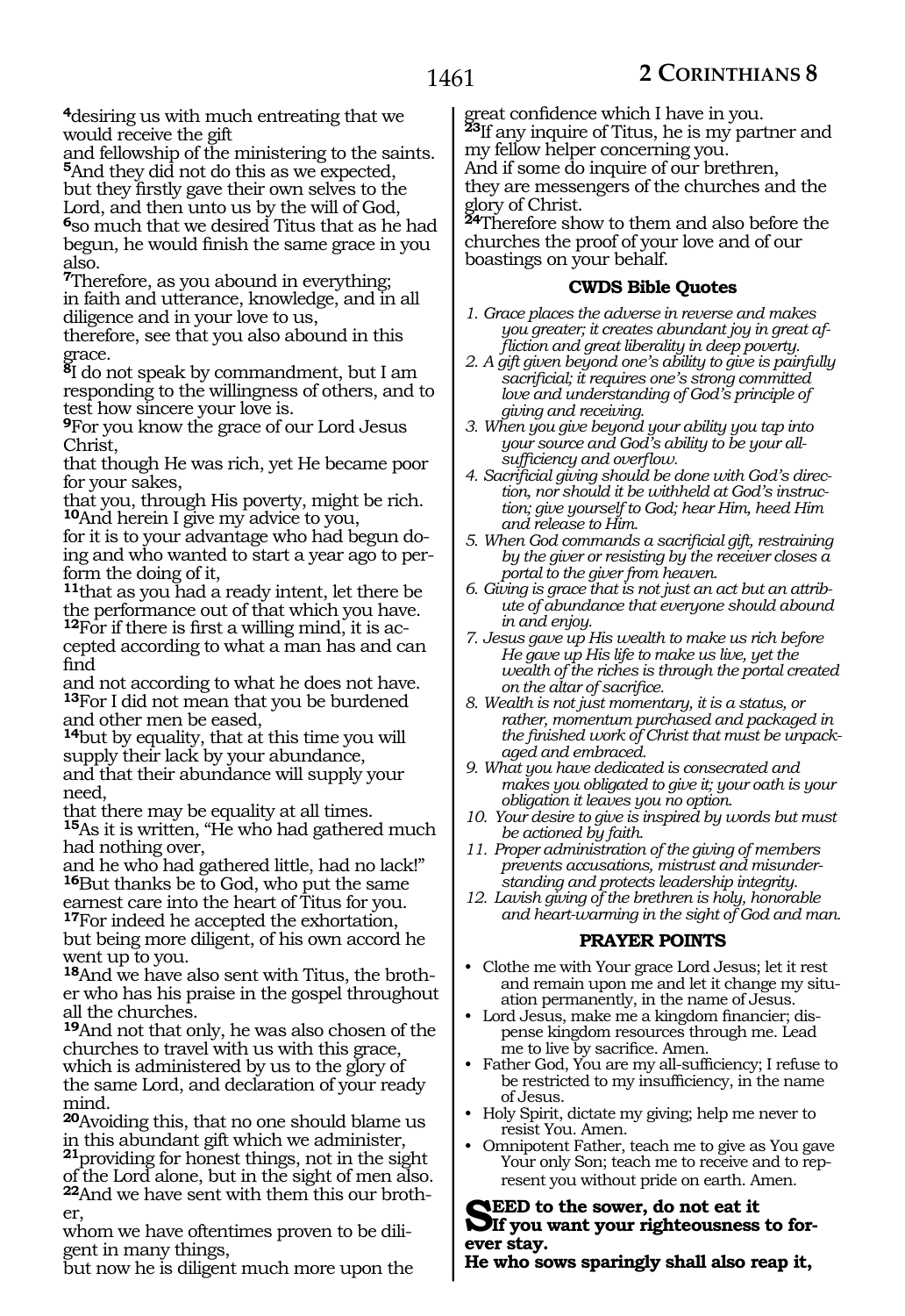[4]desiring us with much entreating that we would receive the gift
and fellowship of the ministering to the saints.
[5]And they did not do this as we expected, but they firstly gave their own selves to the Lord, and then unto us by the will of God,
[6]so much that we desired Titus that as he had begun, he would finish the same grace in you also.
[7]Therefore, as you abound in everything; in faith and utterance, knowledge, and in all diligence and in your love to us,
therefore, see that you also abound in this grace.
[8]I do not speak by commandment, but I am responding to the willingness of others, and to test how sincere your love is.
[9]For you know the grace of our Lord Jesus Christ,
that though He was rich, yet He became poor for your sakes,
that you, through His poverty, might be rich.
[10]And herein I give my advice to you,
for it is to your advantage who had begun doing and who wanted to start a year ago to perform the doing of it,
[11]that as you had a ready intent, let there be the performance out of that which you have.
[12]For if there is first a willing mind, it is accepted according to what a man has and can find
and not according to what he does not have.
[13]For I did not mean that you be burdened and other men be eased,
[14]but by equality, that at this time you will supply their lack by your abundance,
and that their abundance will supply your need,
that there may be equality at all times.
[15]As it is written, "He who had gathered much had nothing over,
and he who had gathered little, had no lack!"
[16]But thanks be to God, who put the same earnest care into the heart of Titus for you.
[17]For indeed he accepted the exhortation, but being more diligent, of his own accord he went up to you.
[18]And we have also sent with Titus, the brother who has his praise in the gospel throughout all the churches.
[19]And not that only, he was also chosen of the churches to travel with us with this grace, which is administered by us to the glory of the same Lord, and declaration of your ready mind.
[20]Avoiding this, that no one should blame us in this abundant gift which we administer,
[21]providing for honest things, not in the sight of the Lord alone, but in the sight of men also.
[22]And we have sent with them this our brother,
whom we have oftentimes proven to be diligent in many things,
but now he is diligent much more upon the great confidence which I have in you.
[23]If any inquire of Titus, he is my partner and my fellow helper concerning you.
And if some do inquire of our brethren,
they are messengers of the churches and the glory of Christ.
[24]Therefore show to them and also before the churches the proof of your love and of our boastings on your behalf.

### CWDS Bible Quotes

1. *Grace places the adverse in reverse and makes you greater; it creates abundant joy in great affliction and great liberality in deep poverty.*
2. *A gift given beyond one's ability to give is painfully sacrificial; it requires one's strong committed love and understanding of God's principle of giving and receiving.*
3. *When you give beyond your ability you tap into your source and God's ability to be your all-sufficiency and overflow.*
4. *Sacrificial giving should be done with God's direction, nor should it be withheld at God's instruction; give yourself to God; hear Him, heed Him and release to Him.*
5. *When God commands a sacrificial gift, restraining by the giver or resisting by the receiver closes a portal to the giver from heaven.*
6. *Giving is grace that is not just an act but an attribute of abundance that everyone should abound in and enjoy.*
7. *Jesus gave up His wealth to make us rich before He gave up His life to make us live, yet the wealth of the riches is through the portal created on the altar of sacrifice.*
8. *Wealth is not just momentary, it is a status, or rather, momentum purchased and packaged in the finished work of Christ that must be unpackaged and embraced.*
9. *What you have dedicated is consecrated and makes you obligated to give it; your oath is your obligation it leaves you no option.*
10. *Your desire to give is inspired by words but must be actioned by faith.*
11. *Proper administration of the giving of members prevents accusations, mistrust and misunderstanding and protects leadership integrity.*
12. *Lavish giving of the brethren is holy, honorable and heart-warming in the sight of God and man.*

### PRAYER POINTS

- Clothe me with Your grace Lord Jesus; let it rest and remain upon me and let it change my situation permanently, in the name of Jesus.
- Lord Jesus, make me a kingdom financier; dispense kingdom resources through me. Lead me to live by sacrifice. Amen.
- Father God, You are my all-sufficiency; I refuse to be restricted to my insufficiency, in the name of Jesus.
- Holy Spirit, dictate my giving; help me never to resist You. Amen.
- Omnipotent Father, teach me to give as You gave Your only Son; teach me to receive and to represent you without pride on earth. Amen.

**SEED to the sower, do not eat it**
**If you want your righteousness to forever stay.**
**He who sows sparingly shall also reap it,**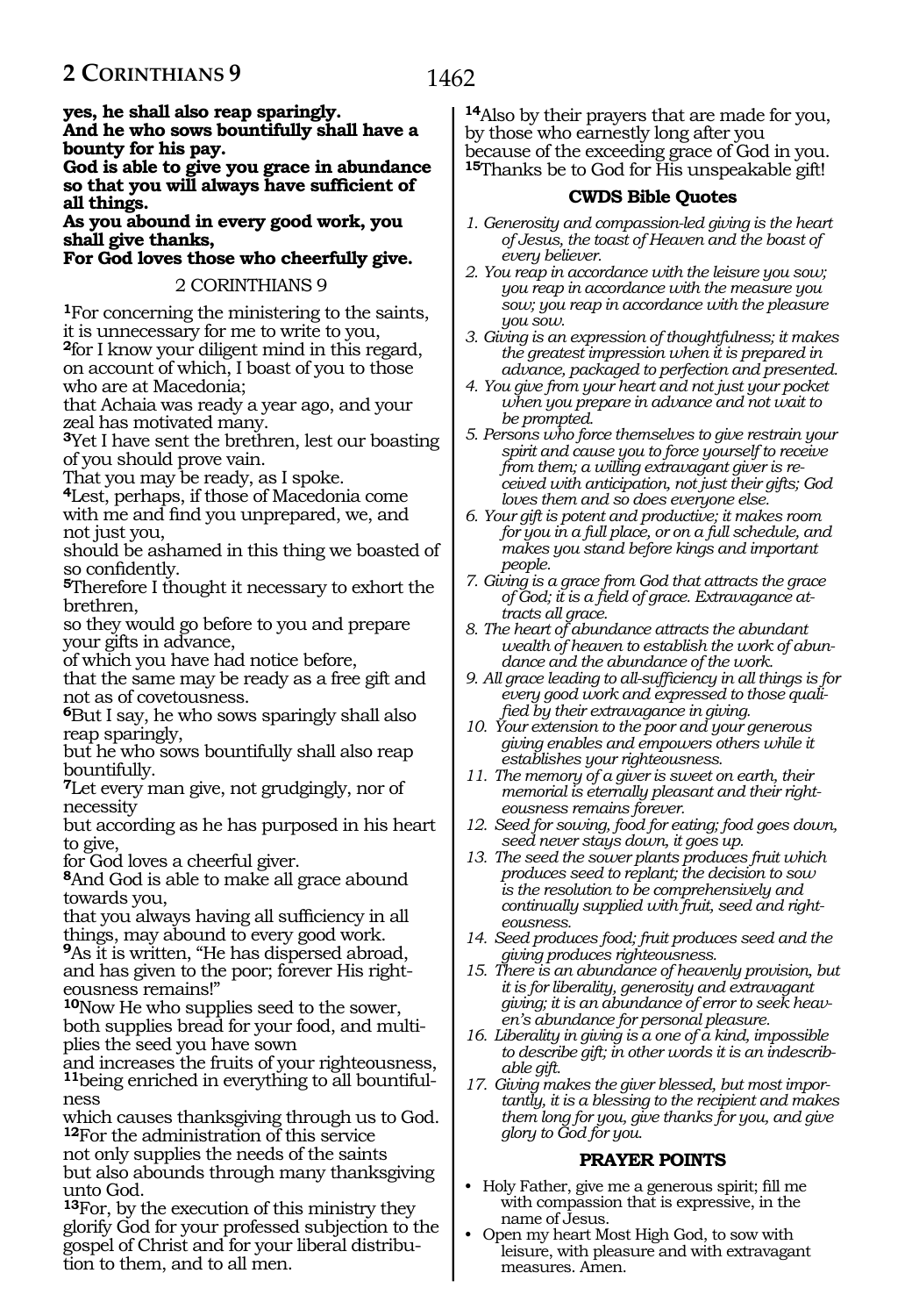**yes, he shall also reap sparingly.**
**And he who sows bountifully shall have a bounty for his pay.**
**God is able to give you grace in abundance so that you will always have sufficient of all things.**
**As you abound in every good work, you shall give thanks,**
**For God loves those who cheerfully give.**

## 2 CORINTHIANS 9

[1]For concerning the ministering to the saints, it is unnecessary for me to write to you,
[2]for I know your diligent mind in this regard, on account of which, I boast of you to those who are at Macedonia;
that Achaia was ready a year ago, and your zeal has motivated many.
[3]Yet I have sent the brethren, lest our boasting of you should prove vain.
That you may be ready, as I spoke.
[4]Lest, perhaps, if those of Macedonia come with me and find you unprepared, we, and not just you,
should be ashamed in this thing we boasted of so confidently.
[5]Therefore I thought it necessary to exhort the brethren,
so they would go before to you and prepare your gifts in advance,
of which you have had notice before,
that the same may be ready as a free gift and not as of covetousness.
[6]But I say, he who sows sparingly shall also reap sparingly,
but he who sows bountifully shall also reap bountifully.
[7]Let every man give, not grudgingly, nor of necessity
but according as he has purposed in his heart to give,
for God loves a cheerful giver.
[8]And God is able to make all grace abound towards you,
that you always having all sufficiency in all things, may abound to every good work.
[9]As it is written, "He has dispersed abroad, and has given to the poor; forever His righteousness remains!"
[10]Now He who supplies seed to the sower, both supplies bread for your food, and multiplies the seed you have sown
and increases the fruits of your righteousness,
[11]being enriched in everything to all bountifulness
which causes thanksgiving through us to God.
[12]For the administration of this service
not only supplies the needs of the saints
but also abounds through many thanksgiving unto God.
[13]For, by the execution of this ministry they glorify God for your professed subjection to the gospel of Christ and for your liberal distribution to them, and to all men.
[14]Also by their prayers that are made for you, by those who earnestly long after you
because of the exceeding grace of God in you.
[15]Thanks be to God for His unspeakable gift!

### CWDS Bible Quotes

1. *Generosity and compassion-led giving is the heart of Jesus, the toast of Heaven and the boast of every believer.*
2. *You reap in accordance with the leisure you sow; you reap in accordance with the measure you sow; you reap in accordance with the pleasure you sow.*
3. *Giving is an expression of thoughtfulness; it makes the greatest impression when it is prepared in advance, packaged to perfection and presented.*
4. *You give from your heart and not just your pocket when you prepare in advance and not wait to be prompted.*
5. *Persons who force themselves to give restrain your spirit and cause you to force yourself to receive from them; a willing extravagant giver is received with anticipation, not just their gifts; God loves them and so does everyone else.*
6. *Your gift is potent and productive; it makes room for you in a full place, or on a full schedule, and makes you stand before kings and important people.*
7. *Giving is a grace from God that attracts the grace of God; it is a field of grace. Extravagance attracts all grace.*
8. *The heart of abundance attracts the abundant wealth of heaven to establish the work of abundance and the abundance of the work.*
9. *All grace leading to all-sufficiency in all things is for every good work and expressed to those qualified by their extravagance in giving.*
10. *Your extension to the poor and your generous giving enables and empowers others while it establishes your righteousness.*
11. *The memory of a giver is sweet on earth, their memorial is eternally pleasant and their righteousness remains forever.*
12. *Seed for sowing, food for eating; food goes down, seed never stays down, it goes up.*
13. *The seed the sower plants produces fruit which produces seed to replant; the decision to sow is the resolution to be comprehensively and continually supplied with fruit, seed and righteousness.*
14. *Seed produces food; fruit produces seed and the giving produces righteousness.*
15. *There is an abundance of heavenly provision, but it is for liberality, generosity and extravagant giving; it is an abundance of error to seek heaven's abundance for personal pleasure.*
16. *Liberality in giving is a one of a kind, impossible to describe gift; in other words it is an indescribable gift.*
17. *Giving makes the giver blessed, but most importantly, it is a blessing to the recipient and makes them long for you, give thanks for you, and give glory to God for you.*

### PRAYER POINTS

- Holy Father, give me a generous spirit; fill me with compassion that is expressive, in the name of Jesus.
- Open my heart Most High God, to sow with leisure, with pleasure and with extravagant measures. Amen.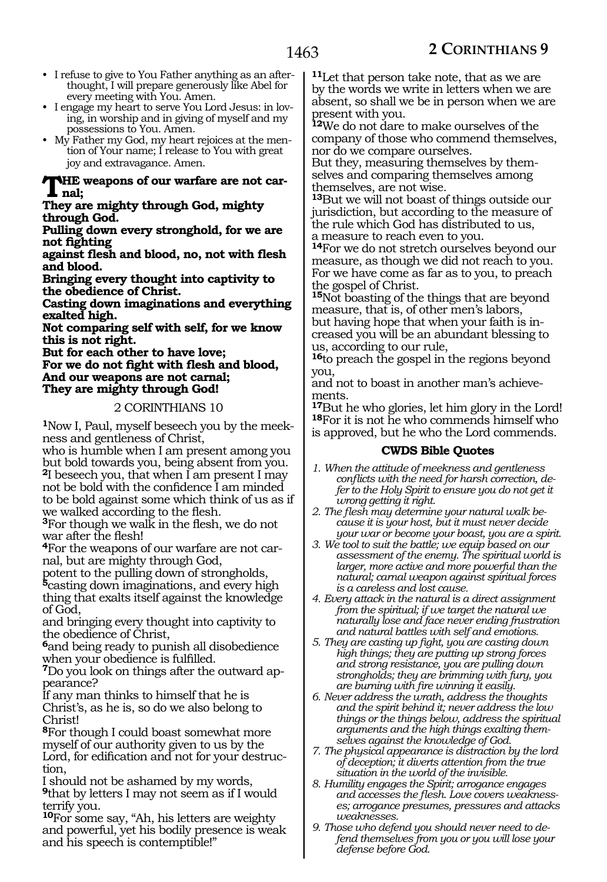- I refuse to give to You Father anything as an afterthought, I will prepare generously like Abel for every meeting with You. Amen.
- I engage my heart to serve You Lord Jesus: in loving, in worship and in giving of myself and my possessions to You. Amen.
- My Father my God, my heart rejoices at the mention of Your name; I release to You with great joy and extravagance. Amen.

**THE weapons of our warfare are not carnal;**
**They are mighty through God, mighty through God.**
**Pulling down every stronghold, for we are not fighting**
**against flesh and blood, no, not with flesh and blood.**
**Bringing every thought into captivity to the obedience of Christ.**
**Casting down imaginations and everything exalted high.**
**Not comparing self with self, for we know this is not right.**
**But for each other to have love;**
**For we do not fight with flesh and blood,**
**And our weapons are not carnal;**
**They are mighty through God!**

## 2 CORINTHIANS 10

**1**Now I, Paul, myself beseech you by the meekness and gentleness of Christ,
who is humble when I am present among you but bold towards you, being absent from you.
**2**I beseech you, that when I am present I may not be bold with the confidence I am minded to be bold against some which think of us as if we walked according to the flesh.
**3**For though we walk in the flesh, we do not war after the flesh!
**4**For the weapons of our warfare are not carnal, but are mighty through God,
potent to the pulling down of strongholds,
**5**casting down imaginations, and every high thing that exalts itself against the knowledge of God,
and bringing every thought into captivity to the obedience of Christ,
**6**and being ready to punish all disobedience when your obedience is fulfilled.
**7**Do you look on things after the outward appearance?
If any man thinks to himself that he is Christ's, as he is, so do we also belong to Christ!
**8**For though I could boast somewhat more myself of our authority given to us by the Lord, for edification and not for your destruction,
I should not be ashamed by my words,
**9**that by letters I may not seem as if I would terrify you.
**10**For some say, "Ah, his letters are weighty and powerful, yet his bodily presence is weak and his speech is contemptible!"
**11**Let that person take note, that as we are by the words we write in letters when we are absent, so shall we be in person when we are present with you.
**12**We do not dare to make ourselves of the company of those who commend themselves, nor do we compare ourselves.
But they, measuring themselves by themselves and comparing themselves among themselves, are not wise.
**13**But we will not boast of things outside our jurisdiction, but according to the measure of the rule which God has distributed to us,
a measure to reach even to you.
**14**For we do not stretch ourselves beyond our measure, as though we did not reach to you.
For we have come as far as to you, to preach the gospel of Christ.
**15**Not boasting of the things that are beyond measure, that is, of other men's labors,
but having hope that when your faith is increased you will be an abundant blessing to us, according to our rule,
**16**to preach the gospel in the regions beyond you,
and not to boast in another man's achievements.
**17**But he who glories, let him glory in the Lord!
**18**For it is not he who commends himself who is approved, but he who the Lord commends.

### CWDS Bible Quotes

1. *When the attitude of meekness and gentleness conflicts with the need for harsh correction, defer to the Holy Spirit to ensure you do not get it wrong getting it right.*
2. *The flesh may determine your natural walk because it is your host, but it must never decide your war or become your boast, you are a spirit.*
3. *We tool to suit the battle; we equip based on our assessment of the enemy. The spiritual world is larger, more active and more powerful than the natural; carnal weapon against spiritual forces is a careless and lost cause.*
4. *Every attack in the natural is a direct assignment from the spiritual; if we target the natural we naturally lose and face never ending frustration and natural battles with self and emotions.*
5. *They are casting up fight, you are casting down high things; they are putting up strong forces and strong resistance, you are pulling down strongholds; they are brimming with fury, you are burning with fire winning it easily.*
6. *Never address the wrath, address the thoughts and the spirit behind it; never address the low things or the things below, address the spiritual arguments and the high things exalting themselves against the knowledge of God.*
7. *The physical appearance is distraction by the lord of deception; it diverts attention from the true situation in the world of the invisible.*
8. *Humility engages the Spirit; arrogance engages and accesses the flesh. Love covers weaknesses; arrogance presumes, pressures and attacks weaknesses.*
9. *Those who defend you should never need to defend themselves from you or you will lose your defense before God.*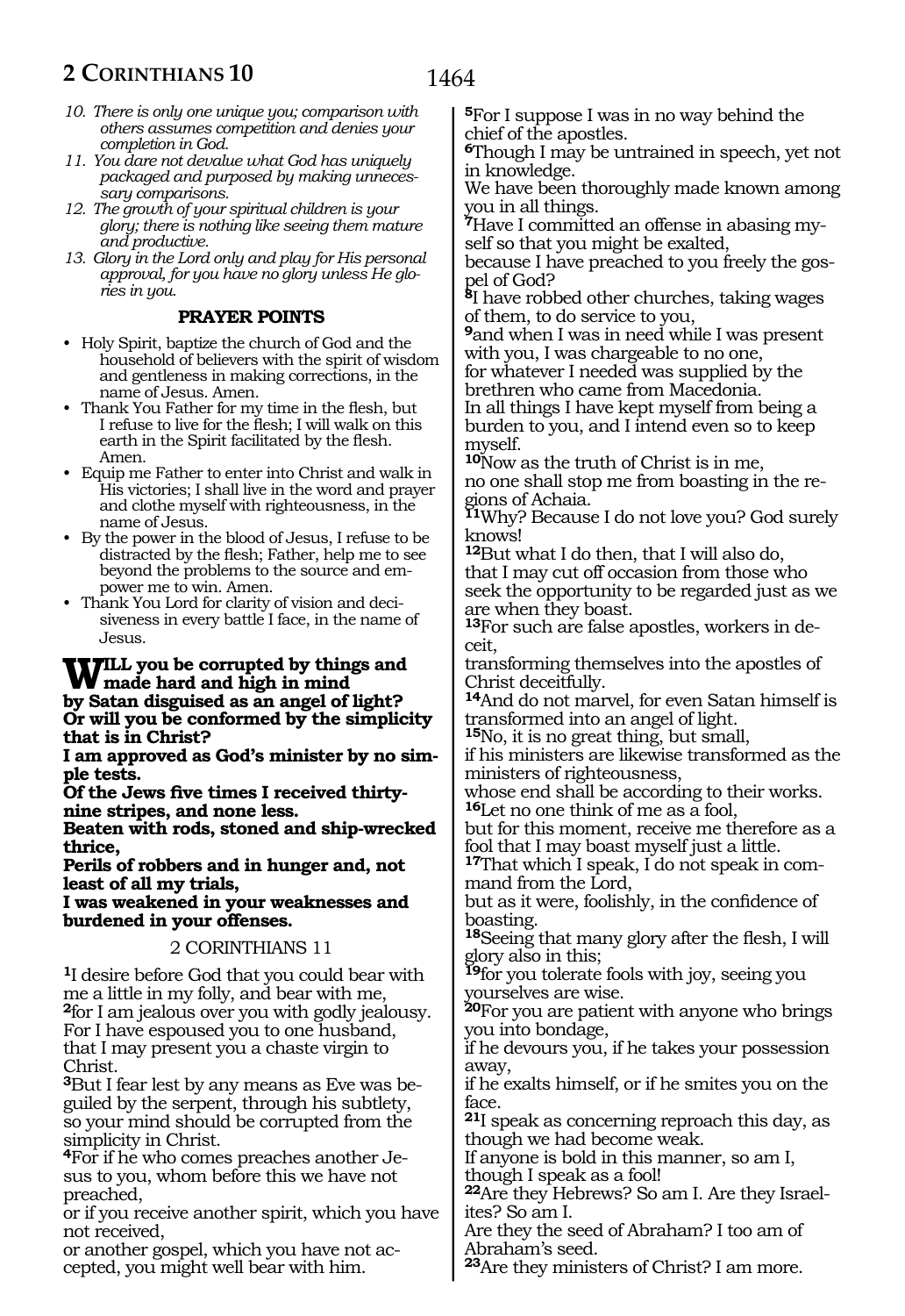*10. There is only one unique you; comparison with others assumes competition and denies your completion in God.*
*11. You dare not devalue what God has uniquely packaged and purposed by making unnecessary comparisons.*
*12. The growth of your spiritual children is your glory; there is nothing like seeing them mature and productive.*
*13. Glory in the Lord only and play for His personal approval, for you have no glory unless He glories in you.*

### PRAYER POINTS

- Holy Spirit, baptize the church of God and the household of believers with the spirit of wisdom and gentleness in making corrections, in the name of Jesus. Amen.
- Thank You Father for my time in the flesh, but I refuse to live for the flesh; I will walk on this earth in the Spirit facilitated by the flesh. Amen.
- Equip me Father to enter into Christ and walk in His victories; I shall live in the word and prayer and clothe myself with righteousness, in the name of Jesus.
- By the power in the blood of Jesus, I refuse to be distracted by the flesh; Father, help me to see beyond the problems to the source and empower me to win. Amen.
- Thank You Lord for clarity of vision and decisiveness in every battle I face, in the name of Jesus.

**WILL you be corrupted by things and made hard and high in mind**
**by Satan disguised as an angel of light?**
**Or will you be conformed by the simplicity that is in Christ?**
**I am approved as God's minister by no simple tests.**
**Of the Jews five times I received thirty-nine stripes, and none less.**
**Beaten with rods, stoned and ship-wrecked thrice,**
**Perils of robbers and in hunger and, not least of all my trials,**
**I was weakened in your weaknesses and burdened in your offenses.**

## 2 CORINTHIANS 11

**1**I desire before God that you could bear with me a little in my folly, and bear with me,
**2**for I am jealous over you with godly jealousy.
For I have espoused you to one husband, that I may present you a chaste virgin to Christ.
**3**But I fear lest by any means as Eve was beguiled by the serpent, through his subtlety, so your mind should be corrupted from the simplicity in Christ.
**4**For if he who comes preaches another Jesus to you, whom before this we have not preached,
or if you receive another spirit, which you have not received,
or another gospel, which you have not accepted, you might well bear with him.
**5**For I suppose I was in no way behind the chief of the apostles.
**6**Though I may be untrained in speech, yet not in knowledge.
We have been thoroughly made known among you in all things.
**7**Have I committed an offense in abasing myself so that you might be exalted,
because I have preached to you freely the gospel of God?
**8**I have robbed other churches, taking wages of them, to do service to you,
**9**and when I was in need while I was present with you, I was chargeable to no one,
for whatever I needed was supplied by the brethren who came from Macedonia.
In all things I have kept myself from being a burden to you, and I intend even so to keep myself.
**10**Now as the truth of Christ is in me,
no one shall stop me from boasting in the regions of Achaia.
**11**Why? Because I do not love you? God surely knows!
**12**But what I do then, that I will also do,
that I may cut off occasion from those who seek the opportunity to be regarded just as we are when they boast.
**13**For such are false apostles, workers in deceit,
transforming themselves into the apostles of Christ deceitfully.
**14**And do not marvel, for even Satan himself is transformed into an angel of light.
**15**No, it is no great thing, but small,
if his ministers are likewise transformed as the ministers of righteousness,
whose end shall be according to their works.
**16**Let no one think of me as a fool,
but for this moment, receive me therefore as a fool that I may boast myself just a little.
**17**That which I speak, I do not speak in command from the Lord,
but as it were, foolishly, in the confidence of boasting.
**18**Seeing that many glory after the flesh, I will glory also in this;
**19**for you tolerate fools with joy, seeing you yourselves are wise.
**20**For you are patient with anyone who brings you into bondage,
if he devours you, if he takes your possession away,
if he exalts himself, or if he smites you on the face.
**21**I speak as concerning reproach this day, as though we had become weak.
If anyone is bold in this manner, so am I, though I speak as a fool!
**22**Are they Hebrews? So am I. Are they Israelites? So am I.
Are they the seed of Abraham? I too am of Abraham's seed.
**23**Are they ministers of Christ? I am more.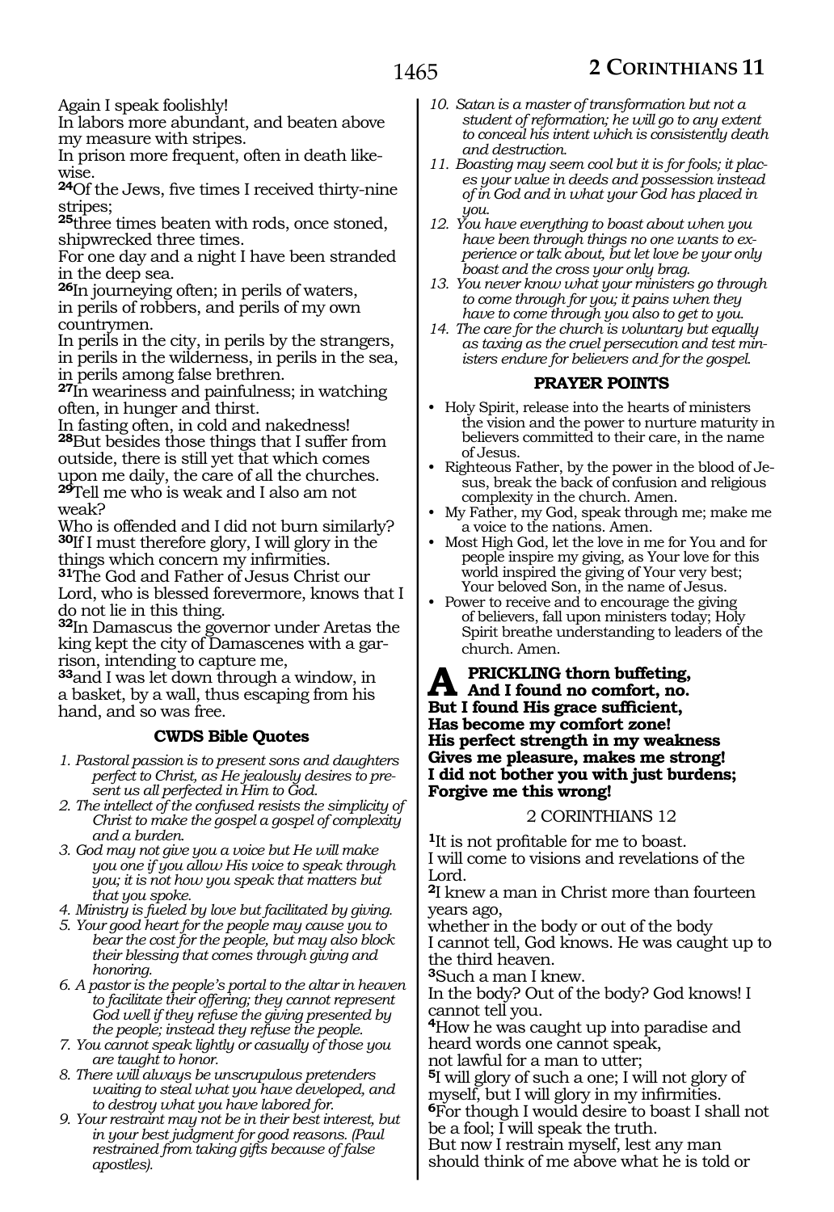Again I speak foolishly!
In labors more abundant, and beaten above my measure with stripes.
In prison more frequent, often in death likewise.
**24**Of the Jews, five times I received thirty-nine stripes;
**25**three times beaten with rods, once stoned, shipwrecked three times.
For one day and a night I have been stranded in the deep sea.
**26**In journeying often; in perils of waters, in perils of robbers, and perils of my own countrymen.
In perils in the city, in perils by the strangers, in perils in the wilderness, in perils in the sea, in perils among false brethren.
**27**In weariness and painfulness; in watching often, in hunger and thirst.
In fasting often, in cold and nakedness!
**28**But besides those things that I suffer from outside, there is still yet that which comes upon me daily, the care of all the churches.
**29**Tell me who is weak and I also am not weak?
Who is offended and I did not burn similarly?
**30**If I must therefore glory, I will glory in the things which concern my infirmities.
**31**The God and Father of Jesus Christ our Lord, who is blessed forevermore, knows that I do not lie in this thing.
**32**In Damascus the governor under Aretas the king kept the city of Damascenes with a garrison, intending to capture me,
**33**and I was let down through a window, in a basket, by a wall, thus escaping from his hand, and so was free.

### CWDS Bible Quotes

1. *Pastoral passion is to present sons and daughters perfect to Christ, as He jealously desires to present us all perfected in Him to God.*
2. *The intellect of the confused resists the simplicity of Christ to make the gospel a gospel of complexity and a burden.*
3. *God may not give you a voice but He will make you one if you allow His voice to speak through you; it is not how you speak that matters but that you spoke.*
4. *Ministry is fueled by love but facilitated by giving.*
5. *Your good heart for the people may cause you to bear the cost for the people, but may also block their blessing that comes through giving and honoring.*
6. *A pastor is the people's portal to the altar in heaven to facilitate their offering; they cannot represent God well if they refuse the giving presented by the people; instead they refuse the people.*
7. *You cannot speak lightly or casually of those you are taught to honor.*
8. *There will always be unscrupulous pretenders waiting to steal what you have developed, and to destroy what you have labored for.*
9. *Your restraint may not be in their best interest, but in your best judgment for good reasons. (Paul restrained from taking gifts because of false apostles).*
10. *Satan is a master of transformation but not a student of reformation; he will go to any extent to conceal his intent which is consistently death and destruction.*
11. *Boasting may seem cool but it is for fools; it places your value in deeds and possession instead of in God and in what your God has placed in you.*
12. *You have everything to boast about when you have been through things no one wants to experience or talk about, but let love be your only boast and the cross your only brag.*
13. *You never know what your ministers go through to come through for you; it pains when they have to come through you also to get to you.*
14. *The care for the church is voluntary but equally as taxing as the cruel persecution and test ministers endure for believers and for the gospel.*

### PRAYER POINTS

- Holy Spirit, release into the hearts of ministers the vision and the power to nurture maturity in believers committed to their care, in the name of Jesus.
- Righteous Father, by the power in the blood of Jesus, break the back of confusion and religious complexity in the church. Amen.
- My Father, my God, speak through me; make me a voice to the nations. Amen.
- Most High God, let the love in me for You and for people inspire my giving, as Your love for this world inspired the giving of Your very best; Your beloved Son, in the name of Jesus.
- Power to receive and to encourage the giving of believers, fall upon ministers today; Holy Spirit breathe understanding to leaders of the church. Amen.

**A PRICKLING thorn buffeting,**
**And I found no comfort, no.**
**But I found His grace sufficient,**
**Has become my comfort zone!**
**His perfect strength in my weakness**
**Gives me pleasure, makes me strong!**
**I did not bother you with just burdens;**
**Forgive me this wrong!**

## 2 CORINTHIANS 12

**1**It is not profitable for me to boast.
I will come to visions and revelations of the Lord.
**2**I knew a man in Christ more than fourteen years ago,
whether in the body or out of the body
I cannot tell, God knows. He was caught up to the third heaven.
**3**Such a man I knew.
In the body? Out of the body? God knows! I cannot tell you.
**4**How he was caught up into paradise and heard words one cannot speak,
not lawful for a man to utter;
**5**I will glory of such a one; I will not glory of myself, but I will glory in my infirmities.
**6**For though I would desire to boast I shall not be a fool; I will speak the truth.
But now I restrain myself, lest any man should think of me above what he is told or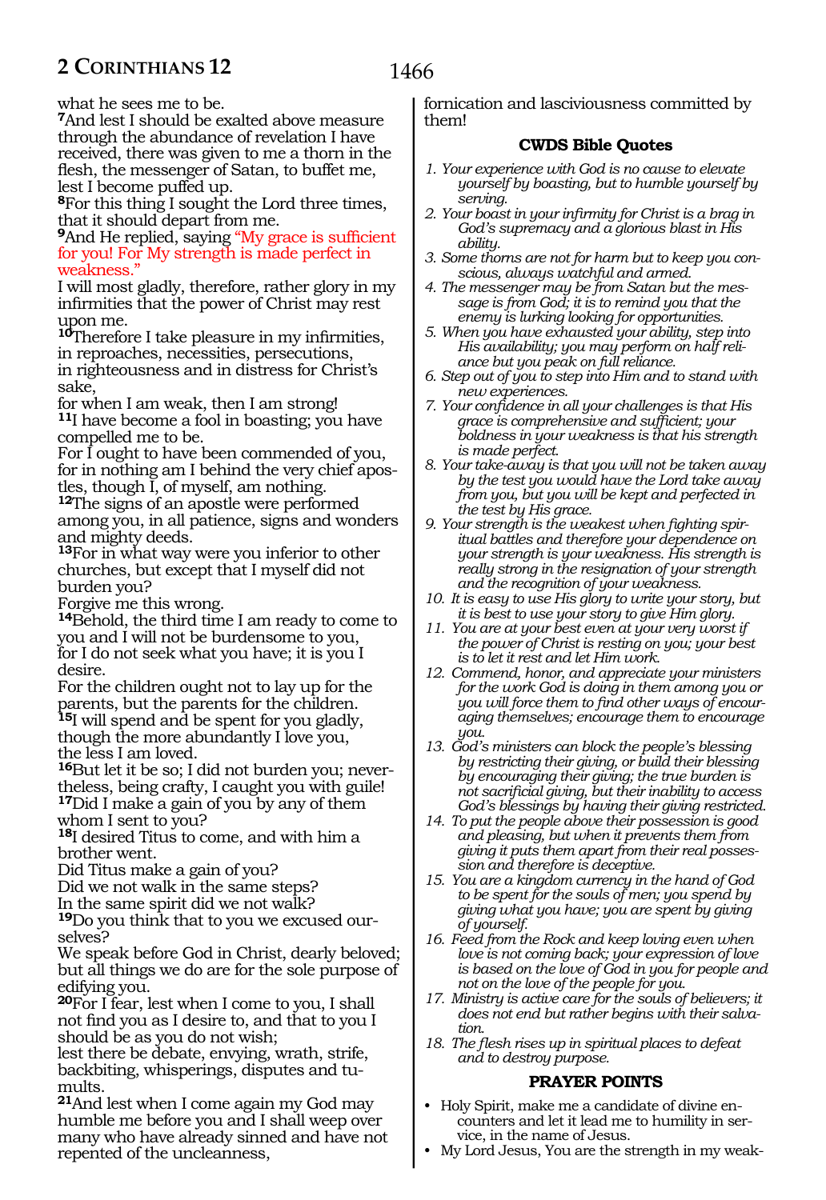what he sees me to be.

**7**And lest I should be exalted above measure through the abundance of revelation I have received, there was given to me a thorn in the flesh, the messenger of Satan, to buffet me, lest I become puffed up.

**8**For this thing I sought the Lord three times, that it should depart from me.

**9**And He replied, saying "My grace is sufficient for you! For My strength is made perfect in weakness."

I will most gladly, therefore, rather glory in my infirmities that the power of Christ may rest upon me.

**10**Therefore I take pleasure in my infirmities, in reproaches, necessities, persecutions, in righteousness and in distress for Christ's sake,

for when I am weak, then I am strong!

**11**I have become a fool in boasting; you have compelled me to be.

For I ought to have been commended of you, for in nothing am I behind the very chief apostles, though I, of myself, am nothing.

**12**The signs of an apostle were performed among you, in all patience, signs and wonders and mighty deeds.

**13**For in what way were you inferior to other churches, but except that I myself did not burden you?

Forgive me this wrong.

**14**Behold, the third time I am ready to come to you and I will not be burdensome to you, for I do not seek what you have; it is you I desire.

For the children ought not to lay up for the parents, but the parents for the children.

**15**I will spend and be spent for you gladly, though the more abundantly I love you, the less I am loved.

**16**But let it be so; I did not burden you; nevertheless, being crafty, I caught you with guile!

**17**Did I make a gain of you by any of them whom I sent to you?

**18**I desired Titus to come, and with him a brother went.

Did Titus make a gain of you?

Did we not walk in the same steps?

In the same spirit did we not walk?

**19**Do you think that to you we excused ourselves?

We speak before God in Christ, dearly beloved; but all things we do are for the sole purpose of edifying you.

**20**For I fear, lest when I come to you, I shall not find you as I desire to, and that to you I should be as you do not wish;

lest there be debate, envying, wrath, strife, backbiting, whisperings, disputes and tumults.

**21**And lest when I come again my God may humble me before you and I shall weep over many who have already sinned and have not repented of the uncleanness, fornication and lasciviousness committed by them!

### CWDS Bible Quotes

1. *Your experience with God is no cause to elevate yourself by boasting, but to humble yourself by serving.*
2. *Your boast in your infirmity for Christ is a brag in God's supremacy and a glorious blast in His ability.*
3. *Some thorns are not for harm but to keep you conscious, always watchful and armed.*
4. *The messenger may be from Satan but the message is from God; it is to remind you that the enemy is lurking looking for opportunities.*
5. *When you have exhausted your ability, step into His availability; you may perform on half reliance but you peak on full reliance.*
6. *Step out of you to step into Him and to stand with new experiences.*
7. *Your confidence in all your challenges is that His grace is comprehensive and sufficient; your boldness in your weakness is that his strength is made perfect.*
8. *Your take-away is that you will not be taken away by the test you would have the Lord take away from you, but you will be kept and perfected in the test by His grace.*
9. *Your strength is the weakest when fighting spiritual battles and therefore your dependence on your strength is your weakness. His strength is really strong in the resignation of your strength and the recognition of your weakness.*
10. *It is easy to use His glory to write your story, but it is best to use your story to give Him glory.*
11. *You are at your best even at your very worst if the power of Christ is resting on you; your best is to let it rest and let Him work.*
12. *Commend, honor, and appreciate your ministers for the work God is doing in them among you or you will force them to find other ways of encouraging themselves; encourage them to encourage you.*
13. *God's ministers can block the people's blessing by restricting their giving, or build their blessing by encouraging their giving; the true burden is not sacrificial giving, but their inability to access God's blessings by having their giving restricted.*
14. *To put the people above their possession is good and pleasing, but when it prevents them from giving it puts them apart from their real possession and therefore is deceptive.*
15. *You are a kingdom currency in the hand of God to be spent for the souls of men; you spend by giving what you have; you are spent by giving of yourself.*
16. *Feed from the Rock and keep loving even when love is not coming back; your expression of love is based on the love of God in you for people and not on the love of the people for you.*
17. *Ministry is active care for the souls of believers; it does not end but rather begins with their salvation.*
18. *The flesh rises up in spiritual places to defeat and to destroy purpose.*

### PRAYER POINTS

- Holy Spirit, make me a candidate of divine encounters and let it lead me to humility in service, in the name of Jesus.
- My Lord Jesus, You are the strength in my weak-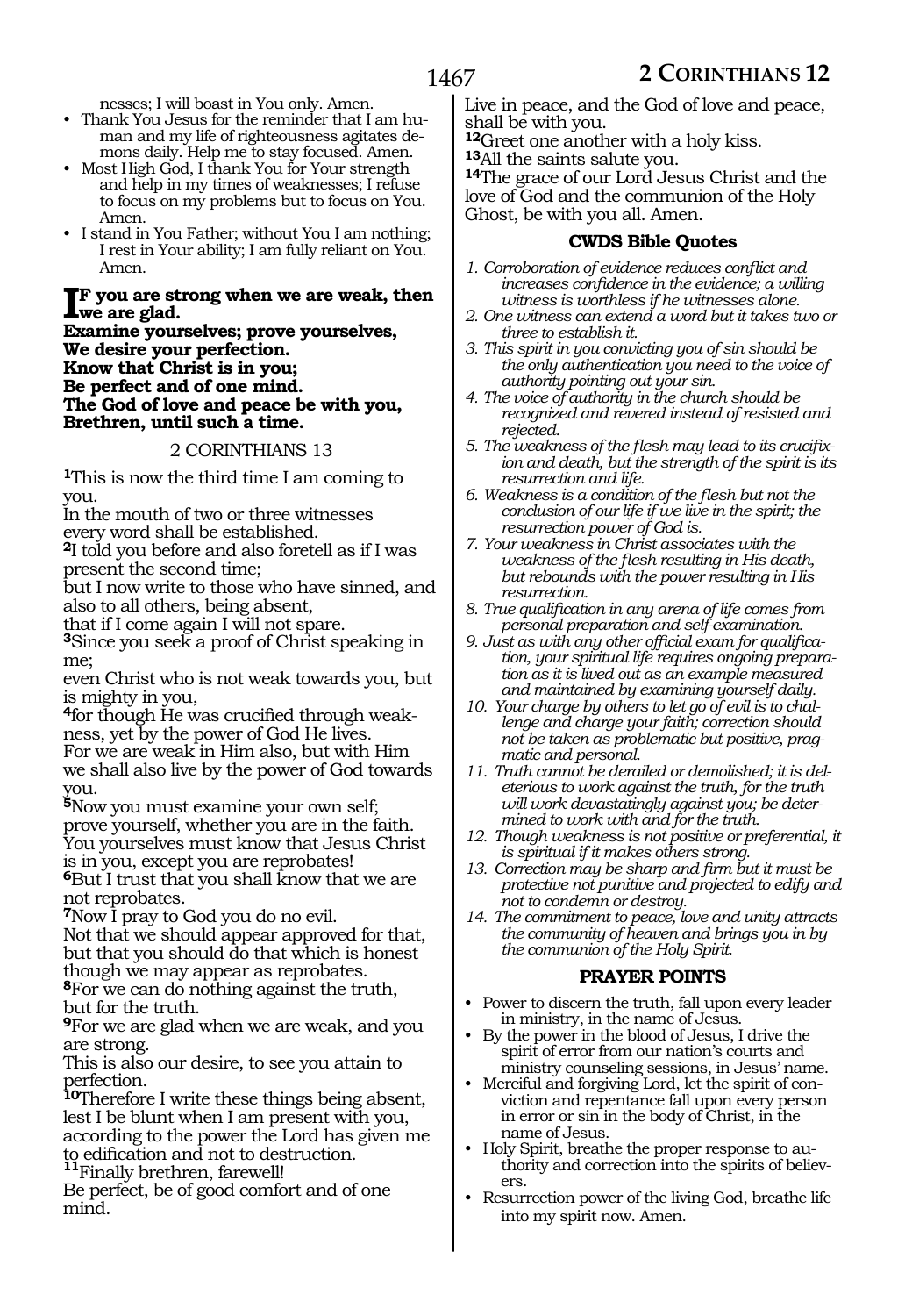nesses; I will boast in You only. Amen.

- Thank You Jesus for the reminder that I am human and my life of righteousness agitates demons daily. Help me to stay focused. Amen.
- Most High God, I thank You for Your strength and help in my times of weaknesses; I refuse to focus on my problems but to focus on You. Amen.
- I stand in You Father; without You I am nothing; I rest in Your ability; I am fully reliant on You. Amen.

**If you are strong when we are weak, then we are glad.**
**Examine yourselves; prove yourselves,**
**We desire your perfection.**
**Know that Christ is in you;**
**Be perfect and of one mind.**
**The God of love and peace be with you,**
**Brethren, until such a time.**

## 2 CORINTHIANS 13

**1**This is now the third time I am coming to you.
In the mouth of two or three witnesses every word shall be established.
**2**I told you before and also foretell as if I was present the second time;
but I now write to those who have sinned, and also to all others, being absent,
that if I come again I will not spare.
**3**Since you seek a proof of Christ speaking in me;
even Christ who is not weak towards you, but is mighty in you,
**4**for though He was crucified through weakness, yet by the power of God He lives.
For we are weak in Him also, but with Him we shall also live by the power of God towards you.
**5**Now you must examine your own self;
prove yourself, whether you are in the faith.
You yourselves must know that Jesus Christ is in you, except you are reprobates!
**6**But I trust that you shall know that we are not reprobates.
**7**Now I pray to God you do no evil.
Not that we should appear approved for that, but that you should do that which is honest though we may appear as reprobates.
**8**For we can do nothing against the truth, but for the truth.
**9**For we are glad when we are weak, and you are strong.
This is also our desire, to see you attain to perfection.
**10**Therefore I write these things being absent, lest I be blunt when I am present with you, according to the power the Lord has given me to edification and not to destruction.
**11**Finally brethren, farewell!
Be perfect, be of good comfort and of one mind.
Live in peace, and the God of love and peace, shall be with you.
**12**Greet one another with a holy kiss.
**13**All the saints salute you.
**14**The grace of our Lord Jesus Christ and the love of God and the communion of the Holy Ghost, be with you all. Amen.

### CWDS Bible Quotes

*1. Corroboration of evidence reduces conflict and increases confidence in the evidence; a willing witness is worthless if he witnesses alone.*
*2. One witness can extend a word but it takes two or three to establish it.*
*3. This spirit in you convicting you of sin should be the only authentication you need to the voice of authority pointing out your sin.*
*4. The voice of authority in the church should be recognized and revered instead of resisted and rejected.*
*5. The weakness of the flesh may lead to its crucifixion and death, but the strength of the spirit is its resurrection and life.*
*6. Weakness is a condition of the flesh but not the conclusion of our life if we live in the spirit; the resurrection power of God is.*
*7. Your weakness in Christ associates with the weakness of the flesh resulting in His death, but rebounds with the power resulting in His resurrection.*
*8. True qualification in any arena of life comes from personal preparation and self-examination.*
*9. Just as with any other official exam for qualification, your spiritual life requires ongoing preparation as it is lived out as an example measured and maintained by examining yourself daily.*
*10. Your charge by others to let go of evil is to challenge and charge your faith; correction should not be taken as problematic but positive, pragmatic and personal.*
*11. Truth cannot be derailed or demolished; it is deleterious to work against the truth, for the truth will work devastatingly against you; be determined to work with and for the truth.*
*12. Though weakness is not positive or preferential, it is spiritual if it makes others strong.*
*13. Correction may be sharp and firm but it must be protective not punitive and projected to edify and not to condemn or destroy.*
*14. The commitment to peace, love and unity attracts the community of heaven and brings you in by the communion of the Holy Spirit.*

### PRAYER POINTS

- Power to discern the truth, fall upon every leader in ministry, in the name of Jesus.
- By the power in the blood of Jesus, I drive the spirit of error from our nation's courts and ministry counseling sessions, in Jesus' name.
- Merciful and forgiving Lord, let the spirit of conviction and repentance fall upon every person in error or sin in the body of Christ, in the name of Jesus.
- Holy Spirit, breathe the proper response to authority and correction into the spirits of believers.
- Resurrection power of the living God, breathe life into my spirit now. Amen.